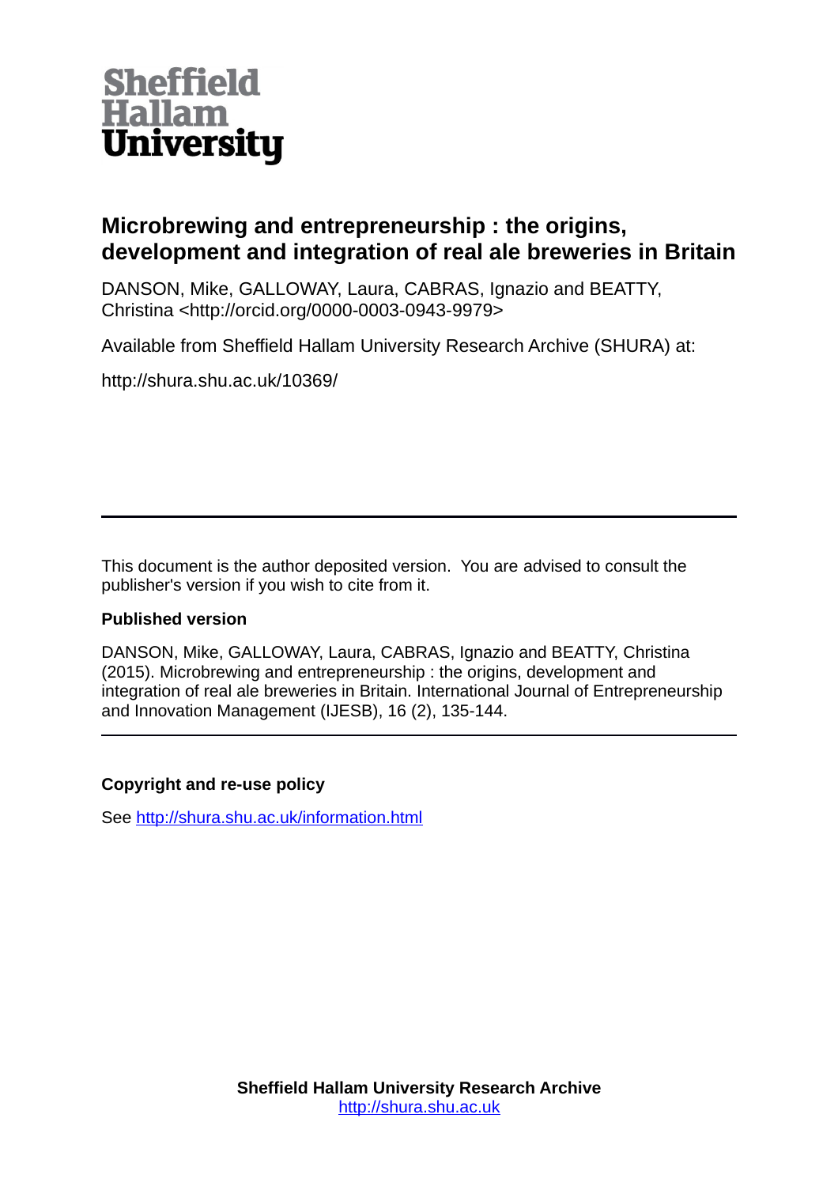Sheffield Hallam University

# Microbrewing and entrepreneurship : the origins, development and integration of real ale breweries in Britain

DANSON, Mike, GALLOWAY, Laura, CABRAS, Ignazio and BEATTY, Christina <http://orcid.org/0000-0003-0943-9979>

Available from Sheffield Hallam University Research Archive (SHURA) at:

http://shura.shu.ac.uk/10369/

---

This document is the author deposited version. You are advised to consult the publisher's version if you wish to cite from it.

### Published version

DANSON, Mike, GALLOWAY, Laura, CABRAS, Ignazio and BEATTY, Christina (2015). Microbrewing and entrepreneurship : the origins, development and integration of real ale breweries in Britain. International Journal of Entrepreneurship and Innovation Management (IJESB), 16 (2), 135-144.

---

### Copyright and re-use policy

See http://shura.shu.ac.uk/information.html

**Sheffield Hallam University Research Archive**
http://shura.shu.ac.uk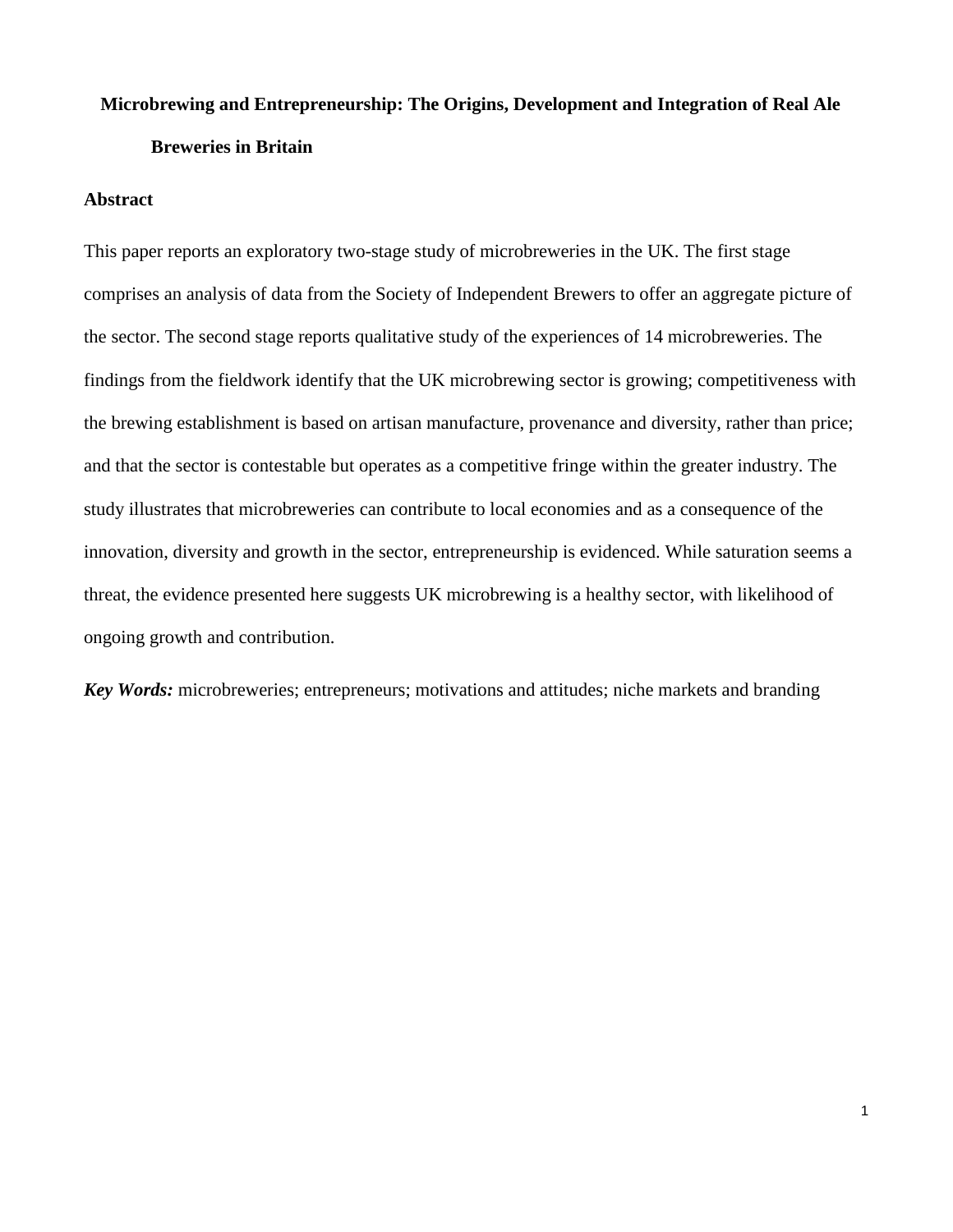# Microbrewing and Entrepreneurship: The Origins, Development and Integration of Real Ale Breweries in Britain

## Abstract

This paper reports an exploratory two-stage study of microbreweries in the UK. The first stage comprises an analysis of data from the Society of Independent Brewers to offer an aggregate picture of the sector. The second stage reports qualitative study of the experiences of 14 microbreweries. The findings from the fieldwork identify that the UK microbrewing sector is growing; competitiveness with the brewing establishment is based on artisan manufacture, provenance and diversity, rather than price; and that the sector is contestable but operates as a competitive fringe within the greater industry. The study illustrates that microbreweries can contribute to local economies and as a consequence of the innovation, diversity and growth in the sector, entrepreneurship is evidenced. While saturation seems a threat, the evidence presented here suggests UK microbrewing is a healthy sector, with likelihood of ongoing growth and contribution.

***Key Words:*** microbreweries; entrepreneurs; motivations and attitudes; niche markets and branding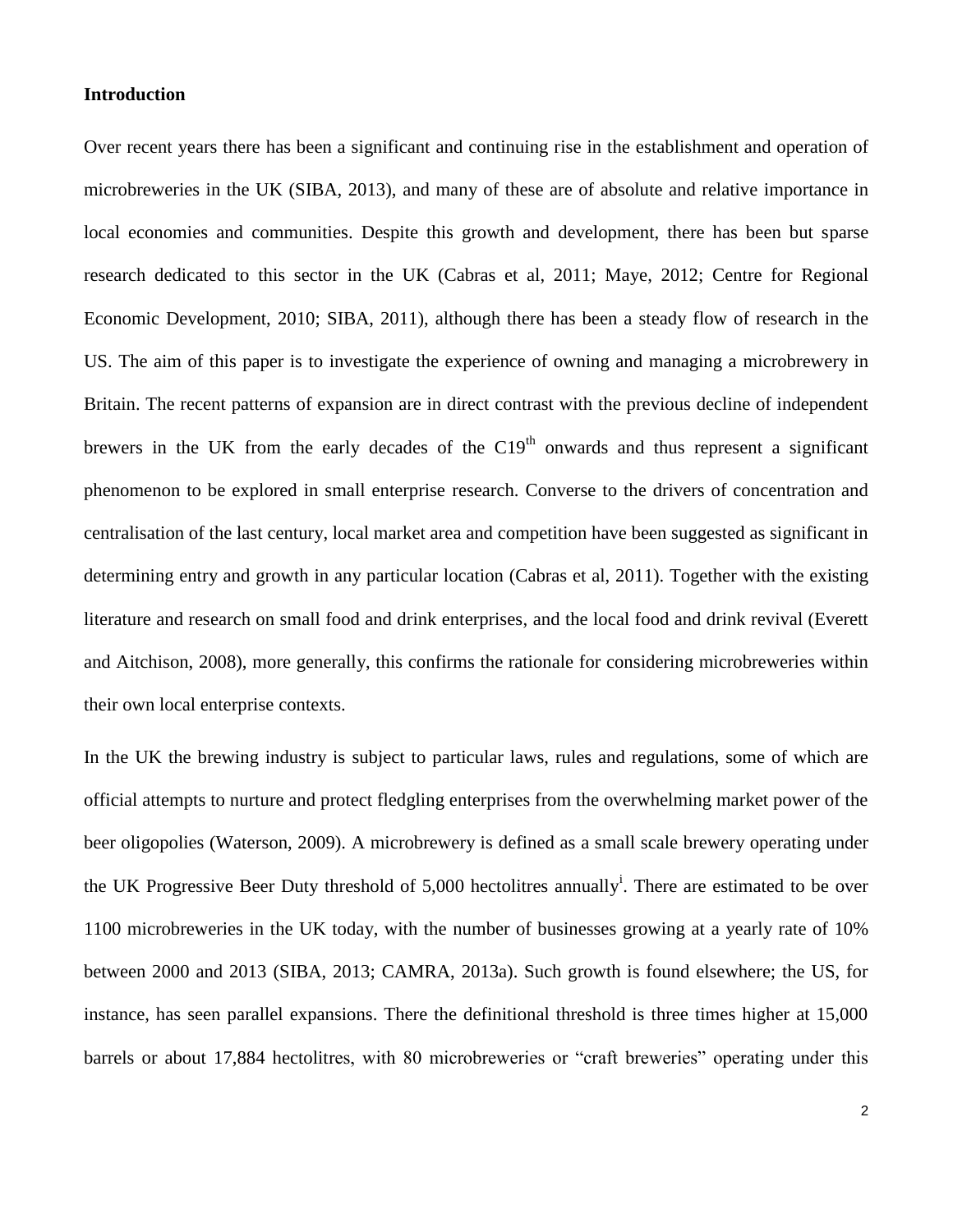## Introduction

Over recent years there has been a significant and continuing rise in the establishment and operation of microbreweries in the UK (SIBA, 2013), and many of these are of absolute and relative importance in local economies and communities. Despite this growth and development, there has been but sparse research dedicated to this sector in the UK (Cabras et al, 2011; Maye, 2012; Centre for Regional Economic Development, 2010; SIBA, 2011), although there has been a steady flow of research in the US. The aim of this paper is to investigate the experience of owning and managing a microbrewery in Britain. The recent patterns of expansion are in direct contrast with the previous decline of independent brewers in the UK from the early decades of the C19$^{th}$ onwards and thus represent a significant phenomenon to be explored in small enterprise research. Converse to the drivers of concentration and centralisation of the last century, local market area and competition have been suggested as significant in determining entry and growth in any particular location (Cabras et al, 2011). Together with the existing literature and research on small food and drink enterprises, and the local food and drink revival (Everett and Aitchison, 2008), more generally, this confirms the rationale for considering microbreweries within their own local enterprise contexts.

In the UK the brewing industry is subject to particular laws, rules and regulations, some of which are official attempts to nurture and protect fledgling enterprises from the overwhelming market power of the beer oligopolies (Waterson, 2009). A microbrewery is defined as a small scale brewery operating under the UK Progressive Beer Duty threshold of 5,000 hectolitres annually[i]. There are estimated to be over 1100 microbreweries in the UK today, with the number of businesses growing at a yearly rate of 10% between 2000 and 2013 (SIBA, 2013; CAMRA, 2013a). Such growth is found elsewhere; the US, for instance, has seen parallel expansions. There the definitional threshold is three times higher at 15,000 barrels or about 17,884 hectolitres, with 80 microbreweries or "craft breweries" operating under this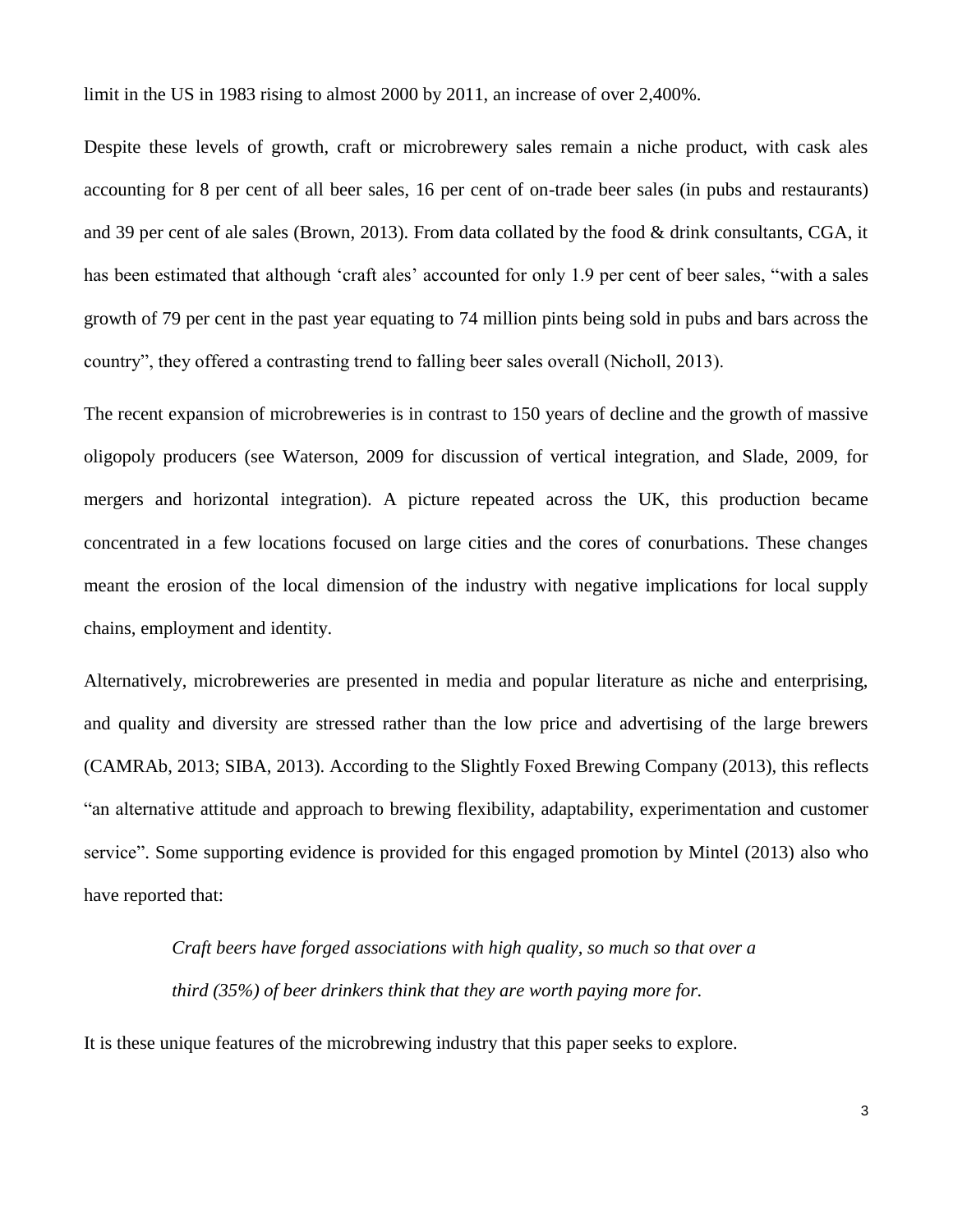limit in the US in 1983 rising to almost 2000 by 2011, an increase of over 2,400%.

Despite these levels of growth, craft or microbrewery sales remain a niche product, with cask ales accounting for 8 per cent of all beer sales, 16 per cent of on-trade beer sales (in pubs and restaurants) and 39 per cent of ale sales (Brown, 2013). From data collated by the food & drink consultants, CGA, it has been estimated that although 'craft ales' accounted for only 1.9 per cent of beer sales, "with a sales growth of 79 per cent in the past year equating to 74 million pints being sold in pubs and bars across the country", they offered a contrasting trend to falling beer sales overall (Nicholl, 2013).

The recent expansion of microbreweries is in contrast to 150 years of decline and the growth of massive oligopoly producers (see Waterson, 2009 for discussion of vertical integration, and Slade, 2009, for mergers and horizontal integration). A picture repeated across the UK, this production became concentrated in a few locations focused on large cities and the cores of conurbations. These changes meant the erosion of the local dimension of the industry with negative implications for local supply chains, employment and identity.

Alternatively, microbreweries are presented in media and popular literature as niche and enterprising, and quality and diversity are stressed rather than the low price and advertising of the large brewers (CAMRAb, 2013; SIBA, 2013). According to the Slightly Foxed Brewing Company (2013), this reflects "an alternative attitude and approach to brewing flexibility, adaptability, experimentation and customer service". Some supporting evidence is provided for this engaged promotion by Mintel (2013) also who have reported that:

> *Craft beers have forged associations with high quality, so much so that over a third (35%) of beer drinkers think that they are worth paying more for.*

It is these unique features of the microbrewing industry that this paper seeks to explore.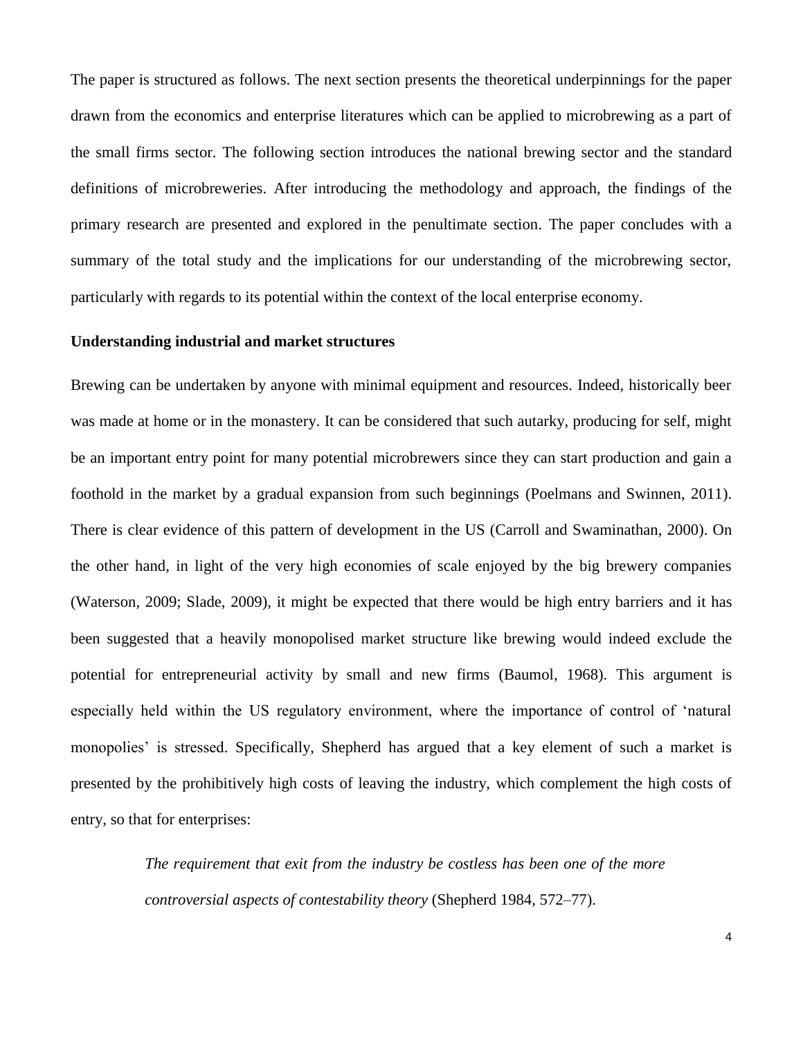The paper is structured as follows. The next section presents the theoretical underpinnings for the paper drawn from the economics and enterprise literatures which can be applied to microbrewing as a part of the small firms sector. The following section introduces the national brewing sector and the standard definitions of microbreweries. After introducing the methodology and approach, the findings of the primary research are presented and explored in the penultimate section. The paper concludes with a summary of the total study and the implications for our understanding of the microbrewing sector, particularly with regards to its potential within the context of the local enterprise economy.

## Understanding industrial and market structures

Brewing can be undertaken by anyone with minimal equipment and resources. Indeed, historically beer was made at home or in the monastery. It can be considered that such autarky, producing for self, might be an important entry point for many potential microbrewers since they can start production and gain a foothold in the market by a gradual expansion from such beginnings (Poelmans and Swinnen, 2011). There is clear evidence of this pattern of development in the US (Carroll and Swaminathan, 2000). On the other hand, in light of the very high economies of scale enjoyed by the big brewery companies (Waterson, 2009; Slade, 2009), it might be expected that there would be high entry barriers and it has been suggested that a heavily monopolised market structure like brewing would indeed exclude the potential for entrepreneurial activity by small and new firms (Baumol, 1968). This argument is especially held within the US regulatory environment, where the importance of control of 'natural monopolies' is stressed. Specifically, Shepherd has argued that a key element of such a market is presented by the prohibitively high costs of leaving the industry, which complement the high costs of entry, so that for enterprises:

> *The requirement that exit from the industry be costless has been one of the more controversial aspects of contestability theory* (Shepherd 1984, 572–77).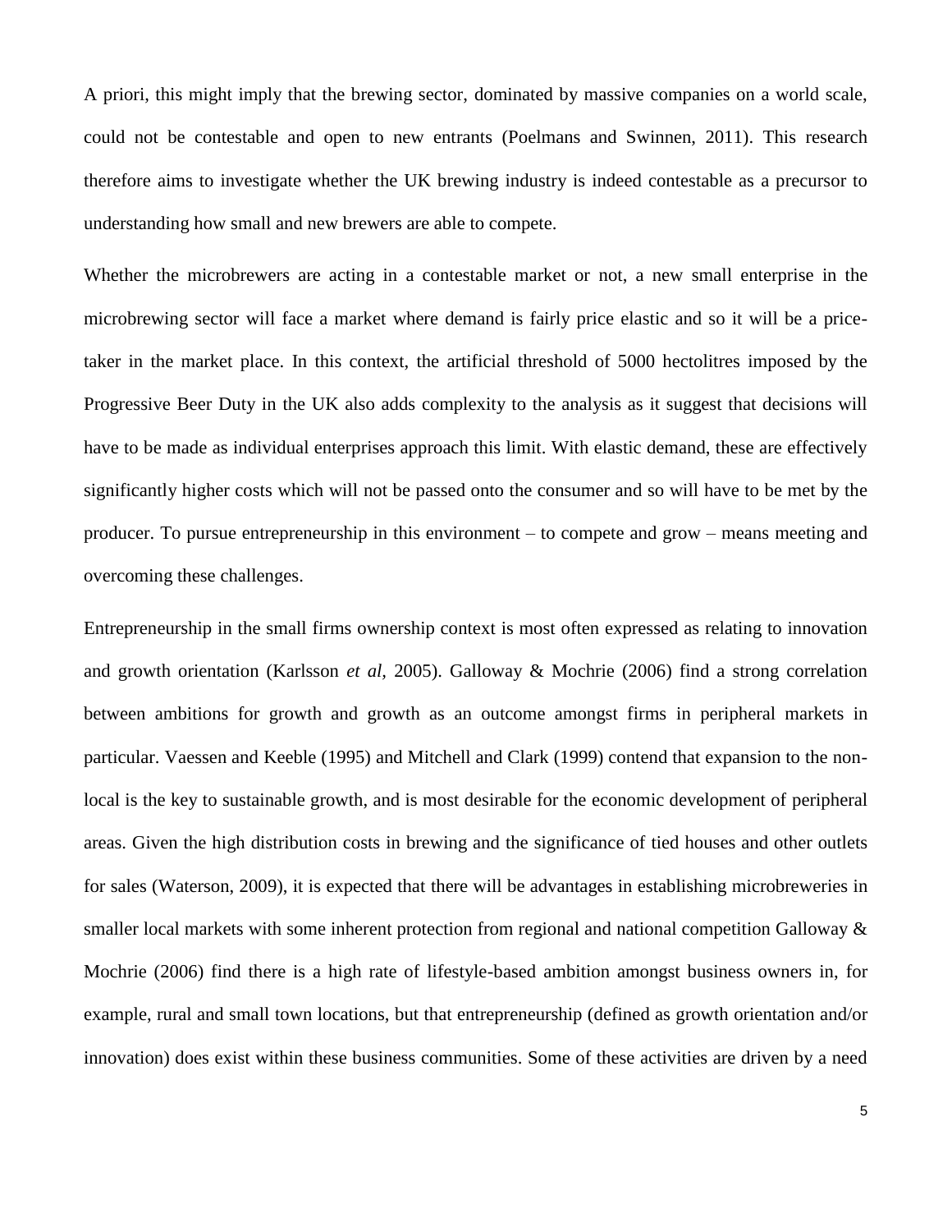A priori, this might imply that the brewing sector, dominated by massive companies on a world scale, could not be contestable and open to new entrants (Poelmans and Swinnen, 2011). This research therefore aims to investigate whether the UK brewing industry is indeed contestable as a precursor to understanding how small and new brewers are able to compete.

Whether the microbrewers are acting in a contestable market or not, a new small enterprise in the microbrewing sector will face a market where demand is fairly price elastic and so it will be a price-taker in the market place. In this context, the artificial threshold of 5000 hectolitres imposed by the Progressive Beer Duty in the UK also adds complexity to the analysis as it suggest that decisions will have to be made as individual enterprises approach this limit. With elastic demand, these are effectively significantly higher costs which will not be passed onto the consumer and so will have to be met by the producer. To pursue entrepreneurship in this environment – to compete and grow – means meeting and overcoming these challenges.

Entrepreneurship in the small firms ownership context is most often expressed as relating to innovation and growth orientation (Karlsson *et al*, 2005). Galloway & Mochrie (2006) find a strong correlation between ambitions for growth and growth as an outcome amongst firms in peripheral markets in particular. Vaessen and Keeble (1995) and Mitchell and Clark (1999) contend that expansion to the non-local is the key to sustainable growth, and is most desirable for the economic development of peripheral areas. Given the high distribution costs in brewing and the significance of tied houses and other outlets for sales (Waterson, 2009), it is expected that there will be advantages in establishing microbreweries in smaller local markets with some inherent protection from regional and national competition Galloway & Mochrie (2006) find there is a high rate of lifestyle-based ambition amongst business owners in, for example, rural and small town locations, but that entrepreneurship (defined as growth orientation and/or innovation) does exist within these business communities. Some of these activities are driven by a need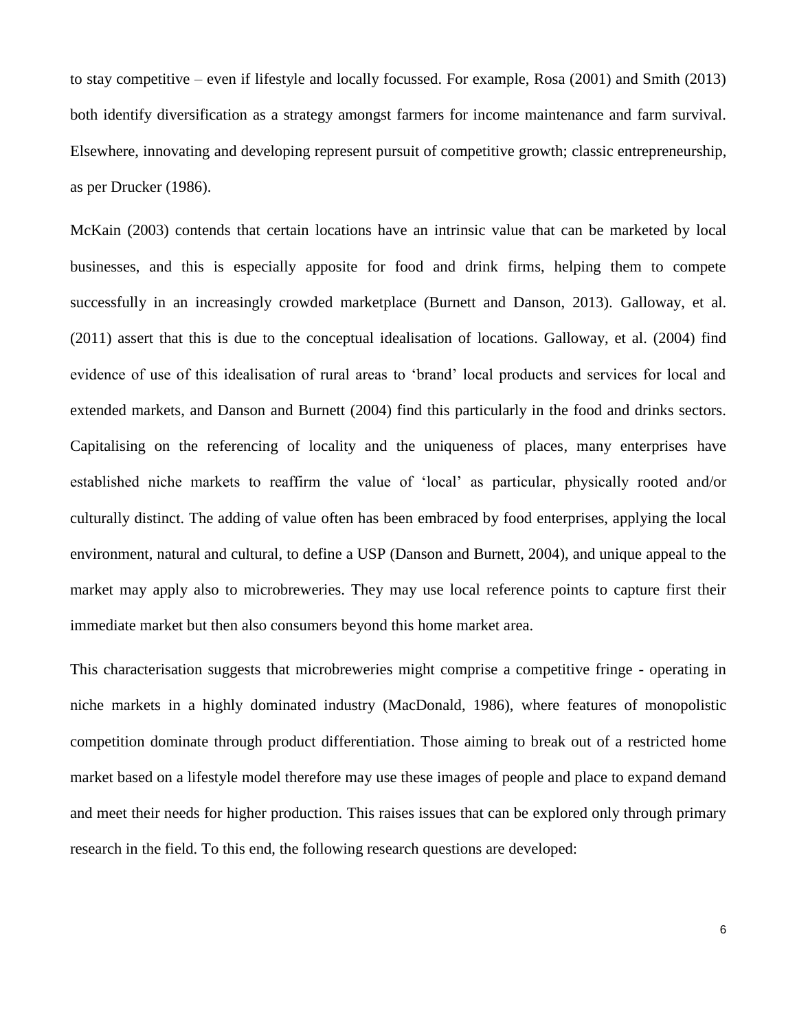to stay competitive – even if lifestyle and locally focussed. For example, Rosa (2001) and Smith (2013) both identify diversification as a strategy amongst farmers for income maintenance and farm survival. Elsewhere, innovating and developing represent pursuit of competitive growth; classic entrepreneurship, as per Drucker (1986).

McKain (2003) contends that certain locations have an intrinsic value that can be marketed by local businesses, and this is especially apposite for food and drink firms, helping them to compete successfully in an increasingly crowded marketplace (Burnett and Danson, 2013). Galloway, et al. (2011) assert that this is due to the conceptual idealisation of locations. Galloway, et al. (2004) find evidence of use of this idealisation of rural areas to 'brand' local products and services for local and extended markets, and Danson and Burnett (2004) find this particularly in the food and drinks sectors. Capitalising on the referencing of locality and the uniqueness of places, many enterprises have established niche markets to reaffirm the value of 'local' as particular, physically rooted and/or culturally distinct. The adding of value often has been embraced by food enterprises, applying the local environment, natural and cultural, to define a USP (Danson and Burnett, 2004), and unique appeal to the market may apply also to microbreweries. They may use local reference points to capture first their immediate market but then also consumers beyond this home market area.

This characterisation suggests that microbreweries might comprise a competitive fringe - operating in niche markets in a highly dominated industry (MacDonald, 1986), where features of monopolistic competition dominate through product differentiation. Those aiming to break out of a restricted home market based on a lifestyle model therefore may use these images of people and place to expand demand and meet their needs for higher production. This raises issues that can be explored only through primary research in the field. To this end, the following research questions are developed: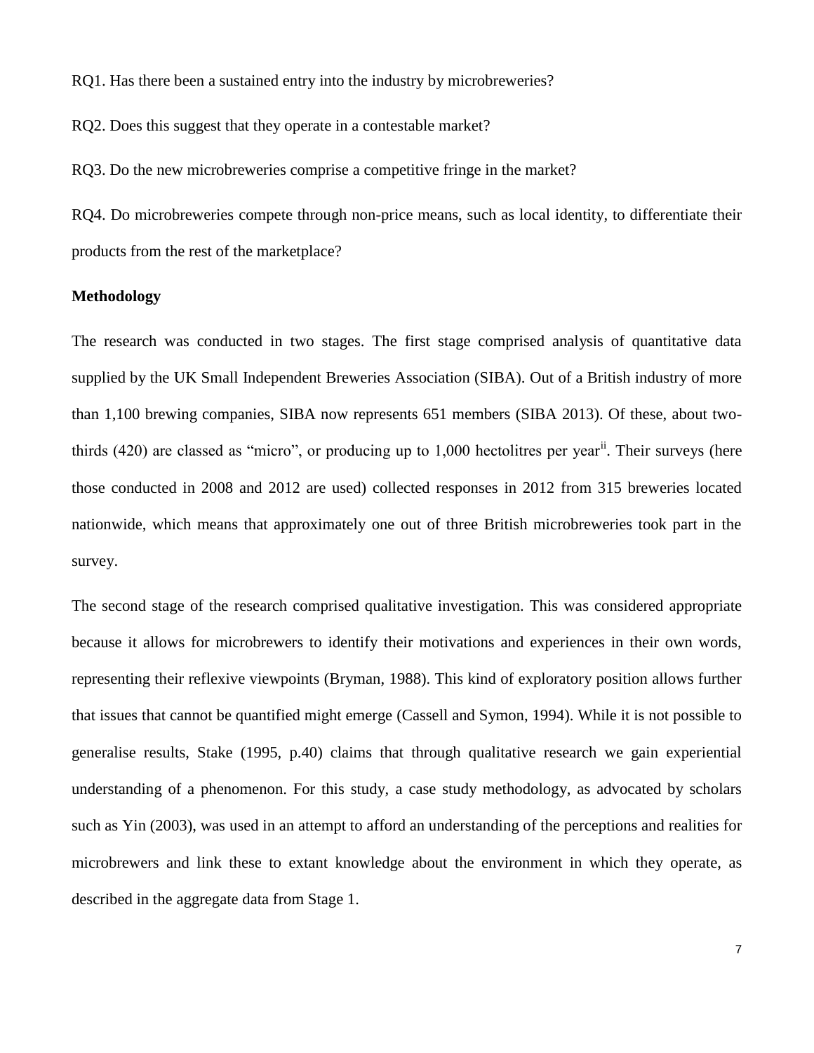RQ1. Has there been a sustained entry into the industry by microbreweries?

RQ2. Does this suggest that they operate in a contestable market?

RQ3. Do the new microbreweries comprise a competitive fringe in the market?

RQ4. Do microbreweries compete through non-price means, such as local identity, to differentiate their products from the rest of the marketplace?

## Methodology

The research was conducted in two stages. The first stage comprised analysis of quantitative data supplied by the UK Small Independent Breweries Association (SIBA). Out of a British industry of more than 1,100 brewing companies, SIBA now represents 651 members (SIBA 2013). Of these, about two-thirds (420) are classed as "micro", or producing up to 1,000 hectolitres per year[ii]. Their surveys (here those conducted in 2008 and 2012 are used) collected responses in 2012 from 315 breweries located nationwide, which means that approximately one out of three British microbreweries took part in the survey.

The second stage of the research comprised qualitative investigation. This was considered appropriate because it allows for microbrewers to identify their motivations and experiences in their own words, representing their reflexive viewpoints (Bryman, 1988). This kind of exploratory position allows further that issues that cannot be quantified might emerge (Cassell and Symon, 1994). While it is not possible to generalise results, Stake (1995, p.40) claims that through qualitative research we gain experiential understanding of a phenomenon. For this study, a case study methodology, as advocated by scholars such as Yin (2003), was used in an attempt to afford an understanding of the perceptions and realities for microbrewers and link these to extant knowledge about the environment in which they operate, as described in the aggregate data from Stage 1.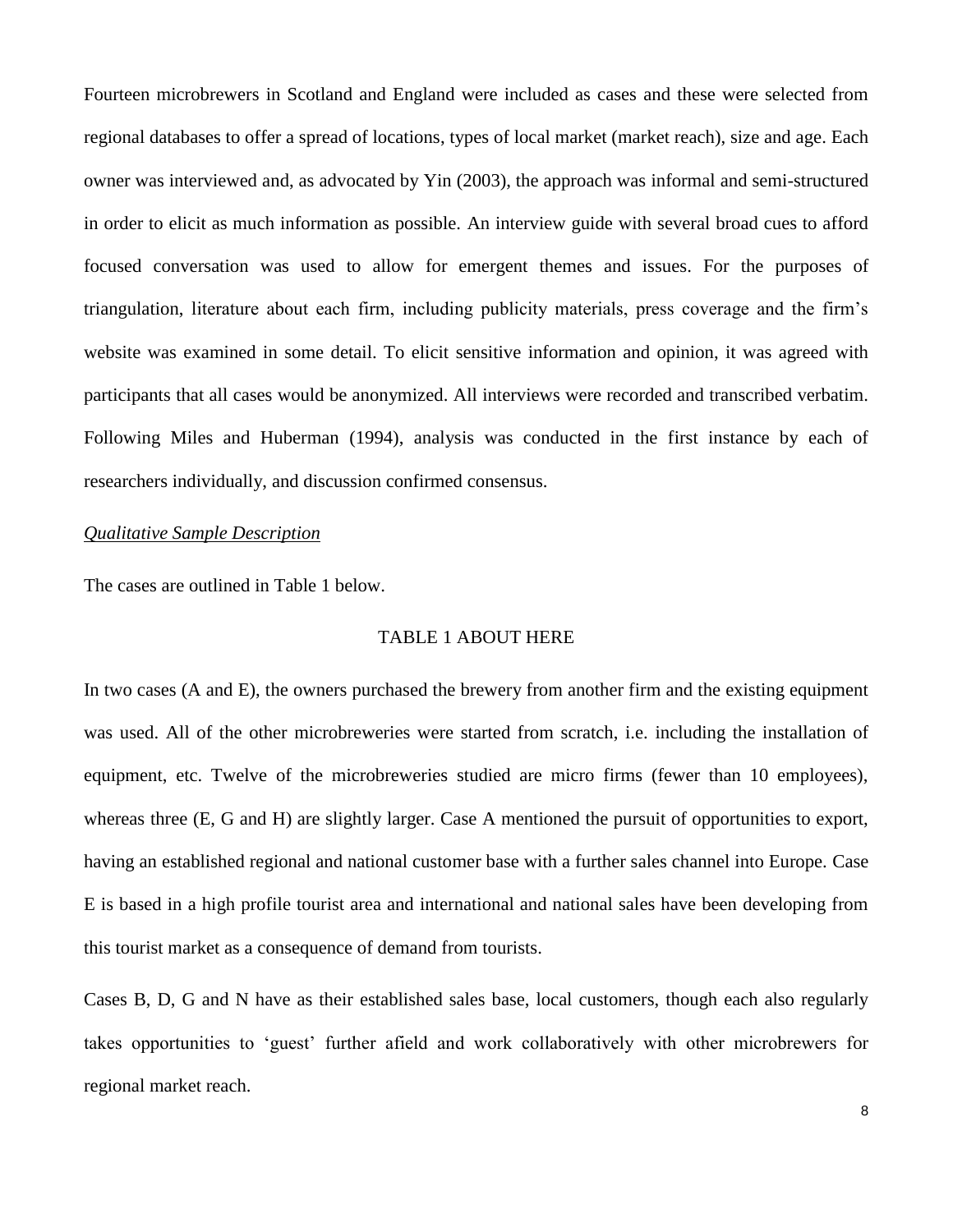Fourteen microbrewers in Scotland and England were included as cases and these were selected from regional databases to offer a spread of locations, types of local market (market reach), size and age. Each owner was interviewed and, as advocated by Yin (2003), the approach was informal and semi-structured in order to elicit as much information as possible. An interview guide with several broad cues to afford focused conversation was used to allow for emergent themes and issues. For the purposes of triangulation, literature about each firm, including publicity materials, press coverage and the firm's website was examined in some detail. To elicit sensitive information and opinion, it was agreed with participants that all cases would be anonymized. All interviews were recorded and transcribed verbatim. Following Miles and Huberman (1994), analysis was conducted in the first instance by each of researchers individually, and discussion confirmed consensus.

*Qualitative Sample Description*

The cases are outlined in Table 1 below.

TABLE 1 ABOUT HERE

In two cases (A and E), the owners purchased the brewery from another firm and the existing equipment was used. All of the other microbreweries were started from scratch, i.e. including the installation of equipment, etc. Twelve of the microbreweries studied are micro firms (fewer than 10 employees), whereas three (E, G and H) are slightly larger. Case A mentioned the pursuit of opportunities to export, having an established regional and national customer base with a further sales channel into Europe. Case E is based in a high profile tourist area and international and national sales have been developing from this tourist market as a consequence of demand from tourists.

Cases B, D, G and N have as their established sales base, local customers, though each also regularly takes opportunities to 'guest' further afield and work collaboratively with other microbrewers for regional market reach.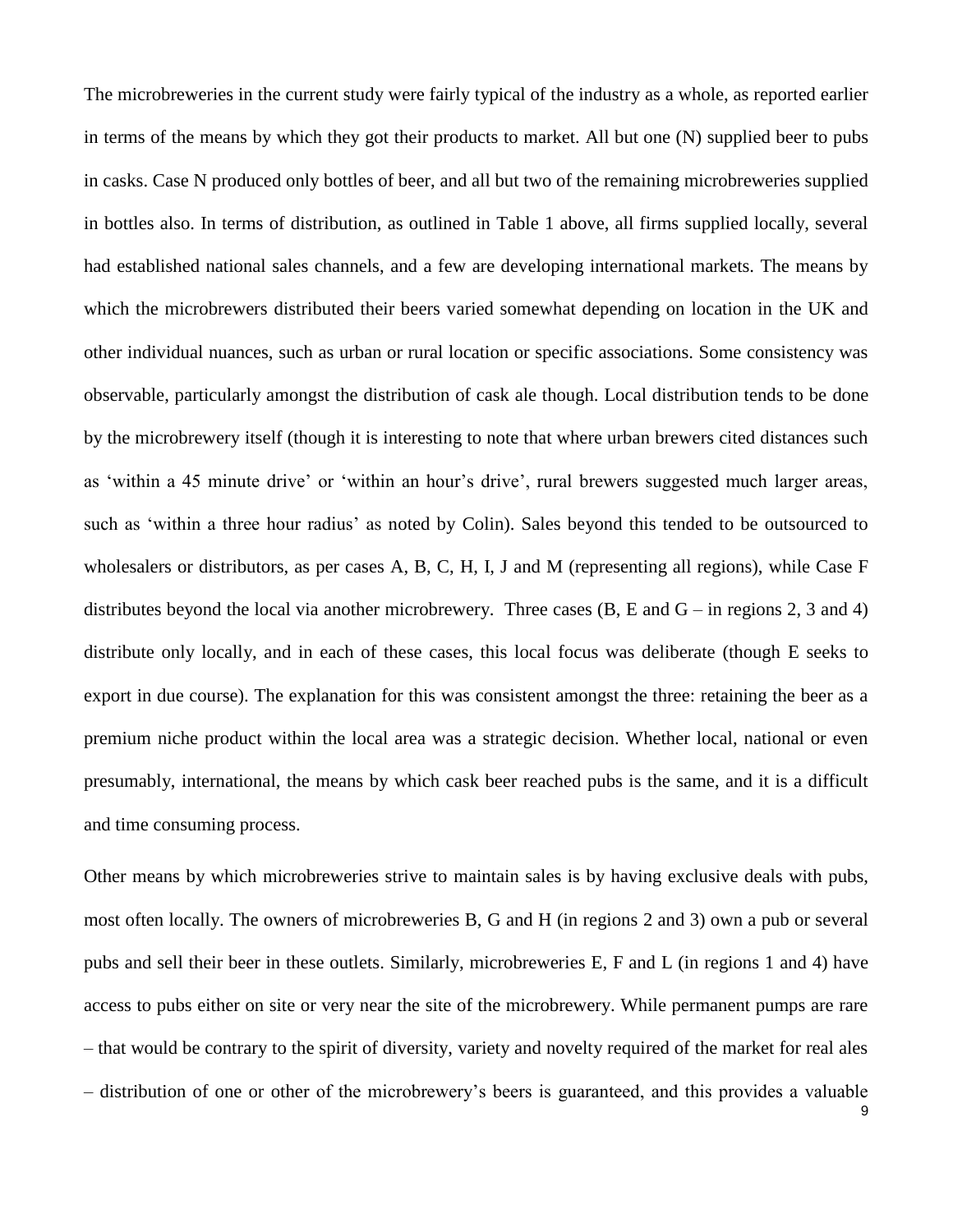The microbreweries in the current study were fairly typical of the industry as a whole, as reported earlier in terms of the means by which they got their products to market. All but one (N) supplied beer to pubs in casks. Case N produced only bottles of beer, and all but two of the remaining microbreweries supplied in bottles also. In terms of distribution, as outlined in Table 1 above, all firms supplied locally, several had established national sales channels, and a few are developing international markets. The means by which the microbrewers distributed their beers varied somewhat depending on location in the UK and other individual nuances, such as urban or rural location or specific associations. Some consistency was observable, particularly amongst the distribution of cask ale though. Local distribution tends to be done by the microbrewery itself (though it is interesting to note that where urban brewers cited distances such as 'within a 45 minute drive' or 'within an hour's drive', rural brewers suggested much larger areas, such as 'within a three hour radius' as noted by Colin). Sales beyond this tended to be outsourced to wholesalers or distributors, as per cases A, B, C, H, I, J and M (representing all regions), while Case F distributes beyond the local via another microbrewery. Three cases (B, E and G – in regions 2, 3 and 4) distribute only locally, and in each of these cases, this local focus was deliberate (though E seeks to export in due course). The explanation for this was consistent amongst the three: retaining the beer as a premium niche product within the local area was a strategic decision. Whether local, national or even presumably, international, the means by which cask beer reached pubs is the same, and it is a difficult and time consuming process.

Other means by which microbreweries strive to maintain sales is by having exclusive deals with pubs, most often locally. The owners of microbreweries B, G and H (in regions 2 and 3) own a pub or several pubs and sell their beer in these outlets. Similarly, microbreweries E, F and L (in regions 1 and 4) have access to pubs either on site or very near the site of the microbrewery. While permanent pumps are rare – that would be contrary to the spirit of diversity, variety and novelty required of the market for real ales – distribution of one or other of the microbrewery's beers is guaranteed, and this provides a valuable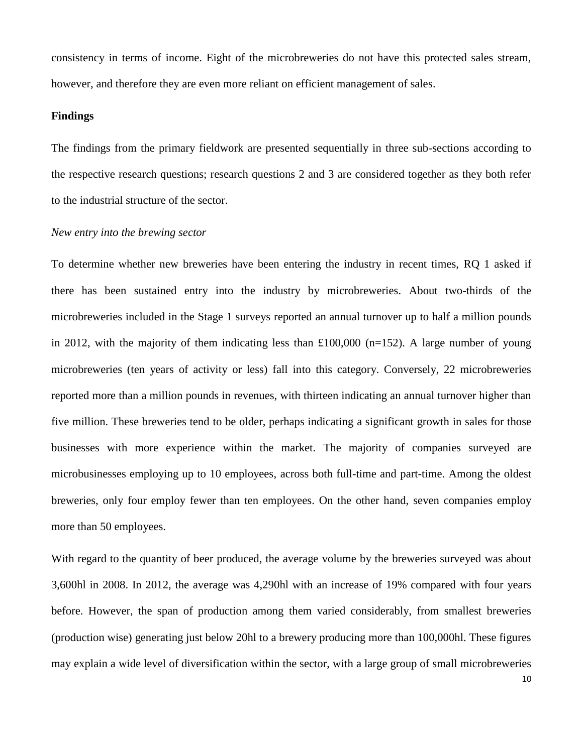consistency in terms of income. Eight of the microbreweries do not have this protected sales stream, however, and therefore they are even more reliant on efficient management of sales.

## Findings

The findings from the primary fieldwork are presented sequentially in three sub-sections according to the respective research questions; research questions 2 and 3 are considered together as they both refer to the industrial structure of the sector.

### *New entry into the brewing sector*

To determine whether new breweries have been entering the industry in recent times, RQ 1 asked if there has been sustained entry into the industry by microbreweries. About two-thirds of the microbreweries included in the Stage 1 surveys reported an annual turnover up to half a million pounds in 2012, with the majority of them indicating less than £100,000 (n=152). A large number of young microbreweries (ten years of activity or less) fall into this category. Conversely, 22 microbreweries reported more than a million pounds in revenues, with thirteen indicating an annual turnover higher than five million. These breweries tend to be older, perhaps indicating a significant growth in sales for those businesses with more experience within the market. The majority of companies surveyed are microbusinesses employing up to 10 employees, across both full-time and part-time. Among the oldest breweries, only four employ fewer than ten employees. On the other hand, seven companies employ more than 50 employees.

With regard to the quantity of beer produced, the average volume by the breweries surveyed was about 3,600hl in 2008. In 2012, the average was 4,290hl with an increase of 19% compared with four years before. However, the span of production among them varied considerably, from smallest breweries (production wise) generating just below 20hl to a brewery producing more than 100,000hl. These figures may explain a wide level of diversification within the sector, with a large group of small microbreweries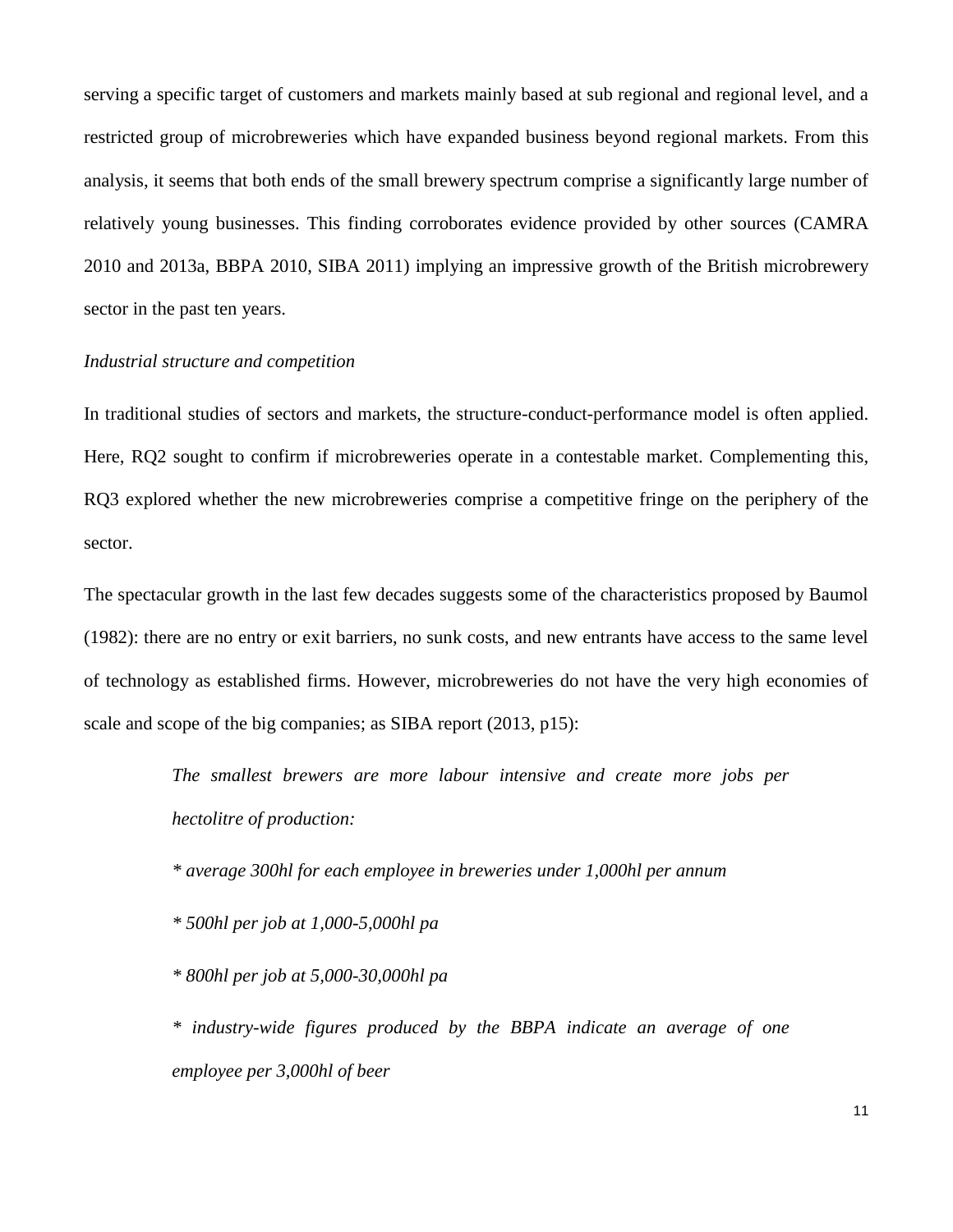serving a specific target of customers and markets mainly based at sub regional and regional level, and a restricted group of microbreweries which have expanded business beyond regional markets. From this analysis, it seems that both ends of the small brewery spectrum comprise a significantly large number of relatively young businesses. This finding corroborates evidence provided by other sources (CAMRA 2010 and 2013a, BBPA 2010, SIBA 2011) implying an impressive growth of the British microbrewery sector in the past ten years.

*Industrial structure and competition*

In traditional studies of sectors and markets, the structure-conduct-performance model is often applied. Here, RQ2 sought to confirm if microbreweries operate in a contestable market. Complementing this, RQ3 explored whether the new microbreweries comprise a competitive fringe on the periphery of the sector.

The spectacular growth in the last few decades suggests some of the characteristics proposed by Baumol (1982): there are no entry or exit barriers, no sunk costs, and new entrants have access to the same level of technology as established firms. However, microbreweries do not have the very high economies of scale and scope of the big companies; as SIBA report (2013, p15):

> *The smallest brewers are more labour intensive and create more jobs per hectolitre of production:*
>
> *\* average 300hl for each employee in breweries under 1,000hl per annum*
>
> *\* 500hl per job at 1,000-5,000hl pa*
>
> *\* 800hl per job at 5,000-30,000hl pa*
>
> *\* industry-wide figures produced by the BBPA indicate an average of one employee per 3,000hl of beer*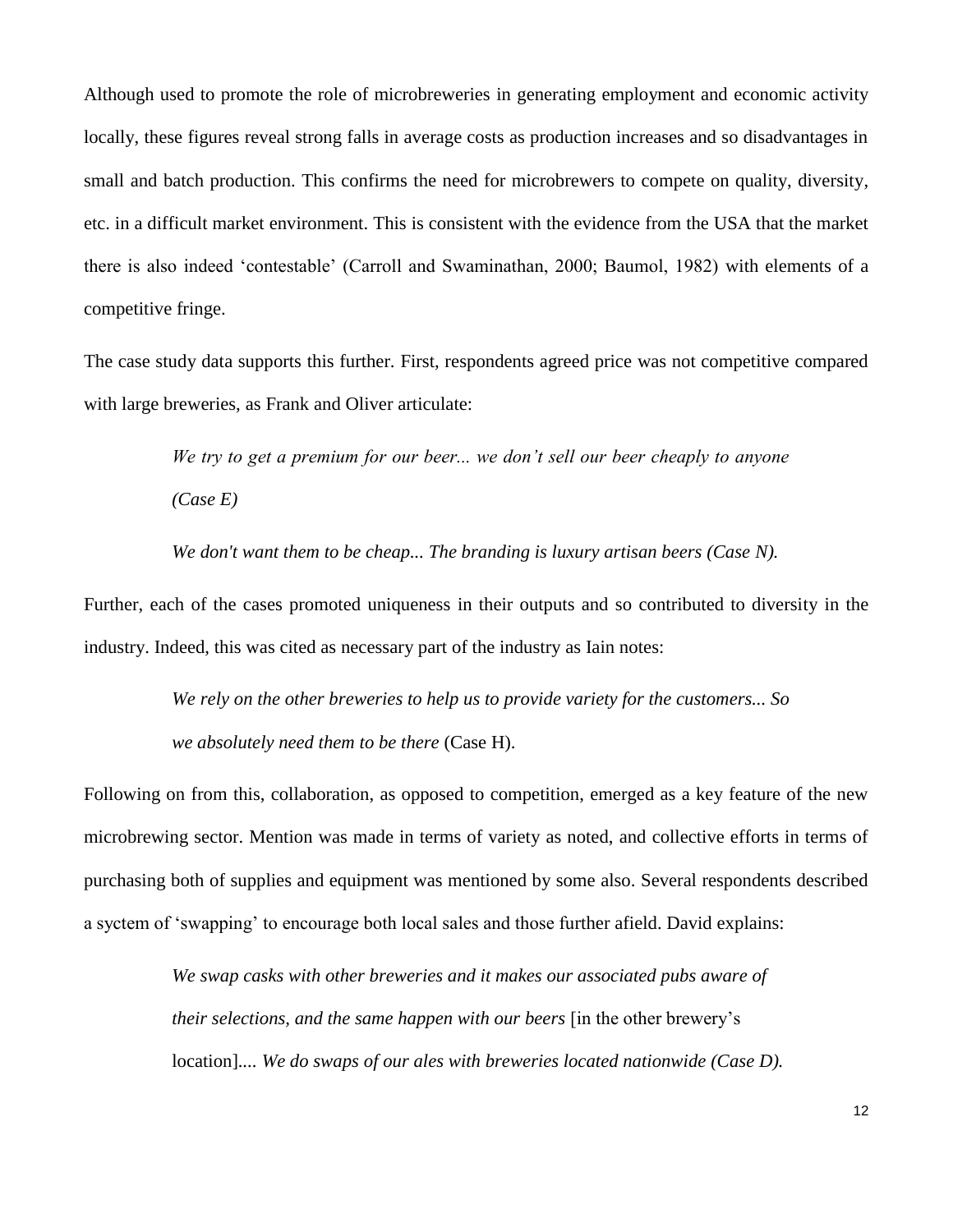Although used to promote the role of microbreweries in generating employment and economic activity locally, these figures reveal strong falls in average costs as production increases and so disadvantages in small and batch production. This confirms the need for microbrewers to compete on quality, diversity, etc. in a difficult market environment. This is consistent with the evidence from the USA that the market there is also indeed 'contestable' (Carroll and Swaminathan, 2000; Baumol, 1982) with elements of a competitive fringe.

The case study data supports this further. First, respondents agreed price was not competitive compared with large breweries, as Frank and Oliver articulate:

> *We try to get a premium for our beer... we don't sell our beer cheaply to anyone (Case E)*
>
> *We don't want them to be cheap... The branding is luxury artisan beers (Case N).*

Further, each of the cases promoted uniqueness in their outputs and so contributed to diversity in the industry. Indeed, this was cited as necessary part of the industry as Iain notes:

> *We rely on the other breweries to help us to provide variety for the customers... So we absolutely need them to be there* (Case H).

Following on from this, collaboration, as opposed to competition, emerged as a key feature of the new microbrewing sector. Mention was made in terms of variety as noted, and collective efforts in terms of purchasing both of supplies and equipment was mentioned by some also. Several respondents described a syctem of 'swapping' to encourage both local sales and those further afield. David explains:

> *We swap casks with other breweries and it makes our associated pubs aware of their selections, and the same happen with our beers* [in the other brewery's location]*.... We do swaps of our ales with breweries located nationwide (Case D).*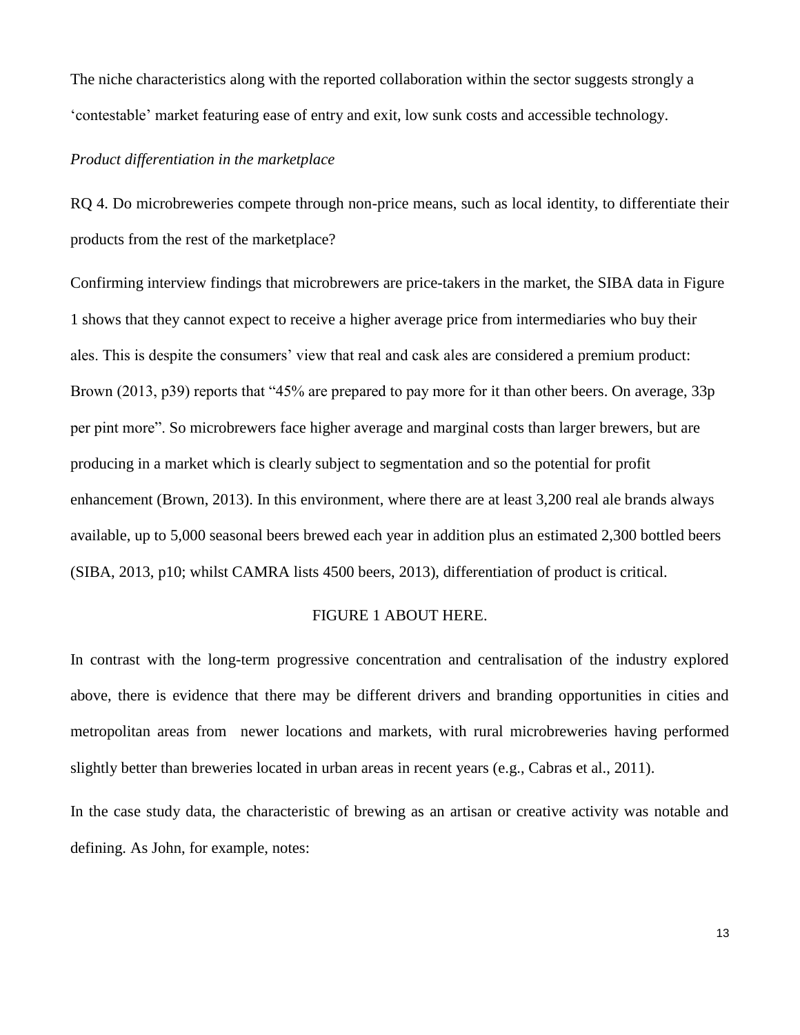The niche characteristics along with the reported collaboration within the sector suggests strongly a 'contestable' market featuring ease of entry and exit, low sunk costs and accessible technology.

*Product differentiation in the marketplace*

RQ 4. Do microbreweries compete through non-price means, such as local identity, to differentiate their products from the rest of the marketplace?

Confirming interview findings that microbrewers are price-takers in the market, the SIBA data in Figure 1 shows that they cannot expect to receive a higher average price from intermediaries who buy their ales. This is despite the consumers' view that real and cask ales are considered a premium product: Brown (2013, p39) reports that "45% are prepared to pay more for it than other beers. On average, 33p per pint more". So microbrewers face higher average and marginal costs than larger brewers, but are producing in a market which is clearly subject to segmentation and so the potential for profit enhancement (Brown, 2013). In this environment, where there are at least 3,200 real ale brands always available, up to 5,000 seasonal beers brewed each year in addition plus an estimated 2,300 bottled beers (SIBA, 2013, p10; whilst CAMRA lists 4500 beers, 2013), differentiation of product is critical.

FIGURE 1 ABOUT HERE.

In contrast with the long-term progressive concentration and centralisation of the industry explored above, there is evidence that there may be different drivers and branding opportunities in cities and metropolitan areas from newer locations and markets, with rural microbreweries having performed slightly better than breweries located in urban areas in recent years (e.g., Cabras et al., 2011).

In the case study data, the characteristic of brewing as an artisan or creative activity was notable and defining. As John, for example, notes: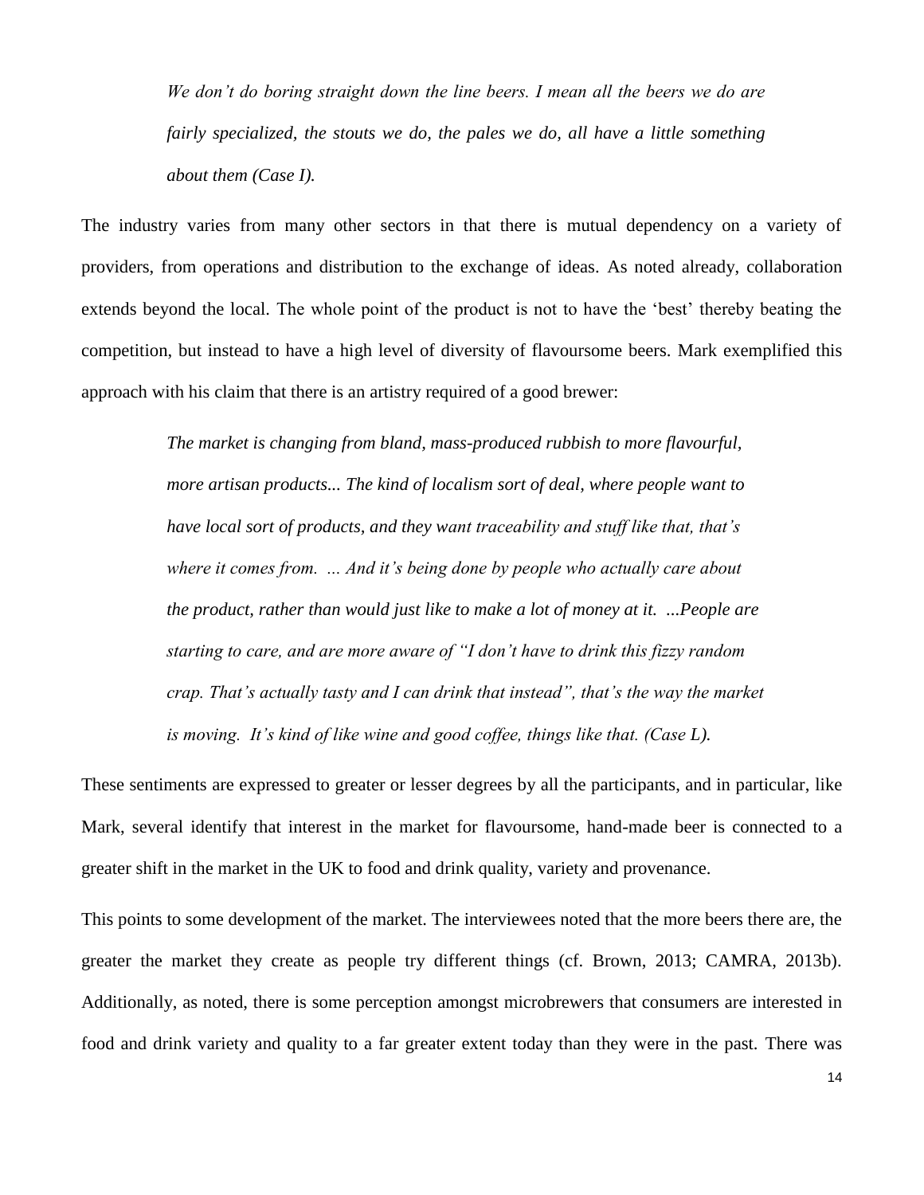> *We don't do boring straight down the line beers. I mean all the beers we do are fairly specialized, the stouts we do, the pales we do, all have a little something about them (Case I).*

The industry varies from many other sectors in that there is mutual dependency on a variety of providers, from operations and distribution to the exchange of ideas. As noted already, collaboration extends beyond the local. The whole point of the product is not to have the 'best' thereby beating the competition, but instead to have a high level of diversity of flavoursome beers. Mark exemplified this approach with his claim that there is an artistry required of a good brewer:

> *The market is changing from bland, mass-produced rubbish to more flavourful, more artisan products... The kind of localism sort of deal, where people want to have local sort of products, and they want traceability and stuff like that, that's where it comes from. … And it's being done by people who actually care about the product, rather than would just like to make a lot of money at it. ...People are starting to care, and are more aware of "I don't have to drink this fizzy random crap. That's actually tasty and I can drink that instead", that's the way the market is moving. It's kind of like wine and good coffee, things like that. (Case L).*

These sentiments are expressed to greater or lesser degrees by all the participants, and in particular, like Mark, several identify that interest in the market for flavoursome, hand-made beer is connected to a greater shift in the market in the UK to food and drink quality, variety and provenance.

This points to some development of the market. The interviewees noted that the more beers there are, the greater the market they create as people try different things (cf. Brown, 2013; CAMRA, 2013b). Additionally, as noted, there is some perception amongst microbrewers that consumers are interested in food and drink variety and quality to a far greater extent today than they were in the past. There was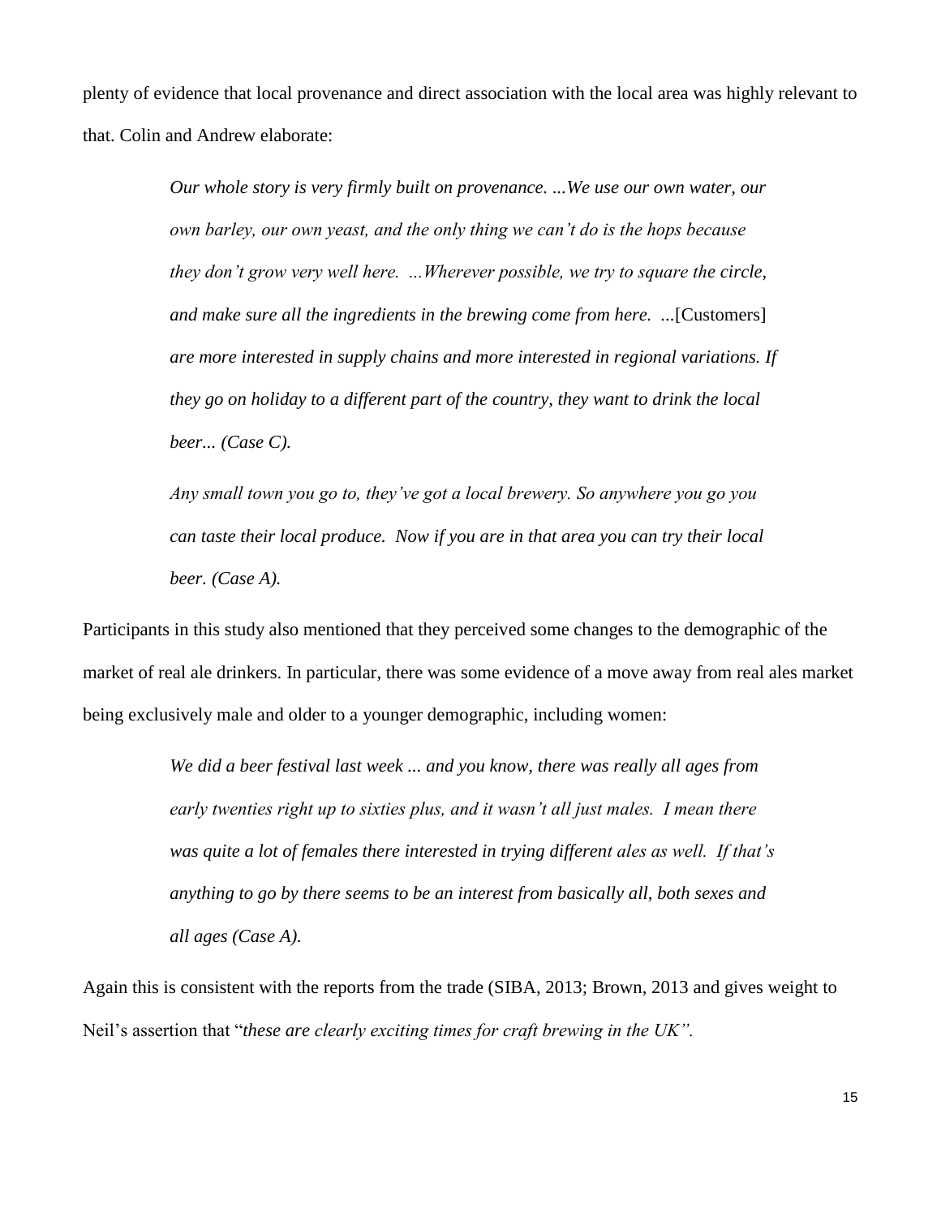plenty of evidence that local provenance and direct association with the local area was highly relevant to that. Colin and Andrew elaborate:

> *Our whole story is very firmly built on provenance. ...We use our own water, our own barley, our own yeast, and the only thing we can't do is the hops because they don't grow very well here. ...Wherever possible, we try to square the circle, and make sure all the ingredients in the brewing come from here. ...*[Customers] *are more interested in supply chains and more interested in regional variations. If they go on holiday to a different part of the country, they want to drink the local beer... (Case C).*
>
> *Any small town you go to, they've got a local brewery. So anywhere you go you can taste their local produce. Now if you are in that area you can try their local beer. (Case A).*

Participants in this study also mentioned that they perceived some changes to the demographic of the market of real ale drinkers. In particular, there was some evidence of a move away from real ales market being exclusively male and older to a younger demographic, including women:

> *We did a beer festival last week ... and you know, there was really all ages from early twenties right up to sixties plus, and it wasn't all just males. I mean there was quite a lot of females there interested in trying different ales as well. If that's anything to go by there seems to be an interest from basically all, both sexes and all ages (Case A).*

Again this is consistent with the reports from the trade (SIBA, 2013; Brown, 2013 and gives weight to Neil's assertion that "*these are clearly exciting times for craft brewing in the UK".*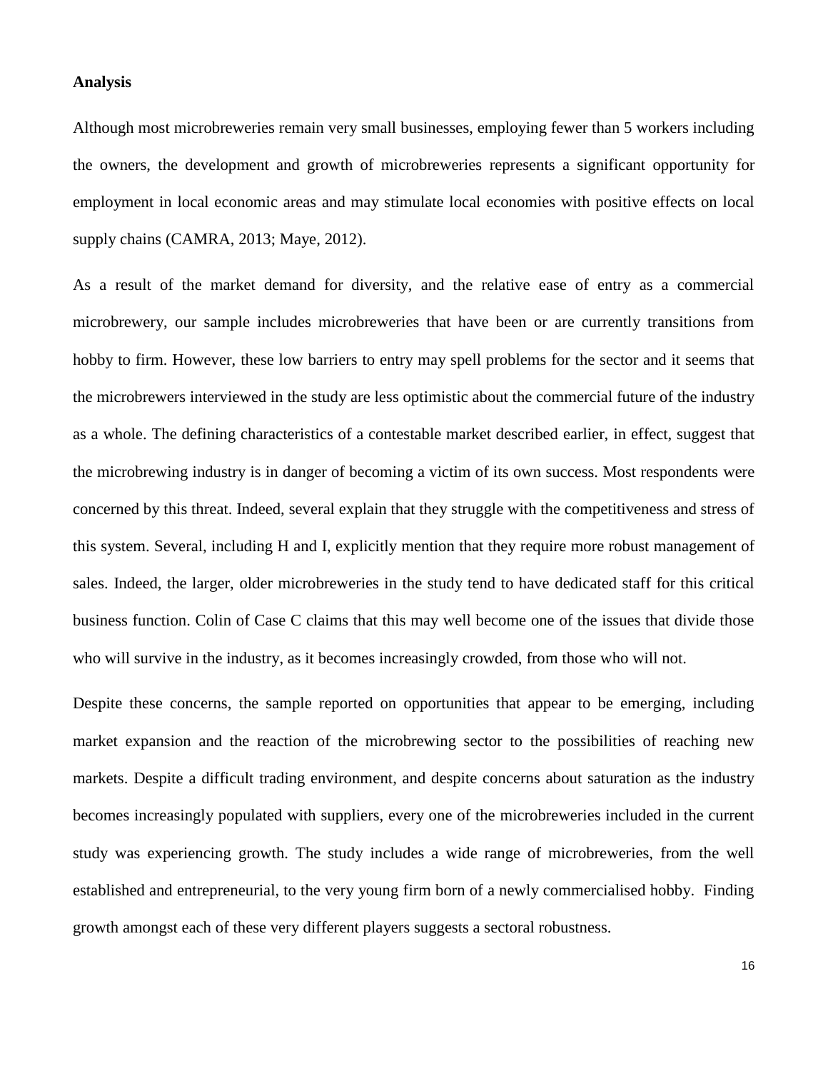**Analysis**

Although most microbreweries remain very small businesses, employing fewer than 5 workers including the owners, the development and growth of microbreweries represents a significant opportunity for employment in local economic areas and may stimulate local economies with positive effects on local supply chains (CAMRA, 2013; Maye, 2012).

As a result of the market demand for diversity, and the relative ease of entry as a commercial microbrewery, our sample includes microbreweries that have been or are currently transitions from hobby to firm. However, these low barriers to entry may spell problems for the sector and it seems that the microbrewers interviewed in the study are less optimistic about the commercial future of the industry as a whole. The defining characteristics of a contestable market described earlier, in effect, suggest that the microbrewing industry is in danger of becoming a victim of its own success. Most respondents were concerned by this threat. Indeed, several explain that they struggle with the competitiveness and stress of this system. Several, including H and I, explicitly mention that they require more robust management of sales. Indeed, the larger, older microbreweries in the study tend to have dedicated staff for this critical business function. Colin of Case C claims that this may well become one of the issues that divide those who will survive in the industry, as it becomes increasingly crowded, from those who will not.

Despite these concerns, the sample reported on opportunities that appear to be emerging, including market expansion and the reaction of the microbrewing sector to the possibilities of reaching new markets. Despite a difficult trading environment, and despite concerns about saturation as the industry becomes increasingly populated with suppliers, every one of the microbreweries included in the current study was experiencing growth. The study includes a wide range of microbreweries, from the well established and entrepreneurial, to the very young firm born of a newly commercialised hobby. Finding growth amongst each of these very different players suggests a sectoral robustness.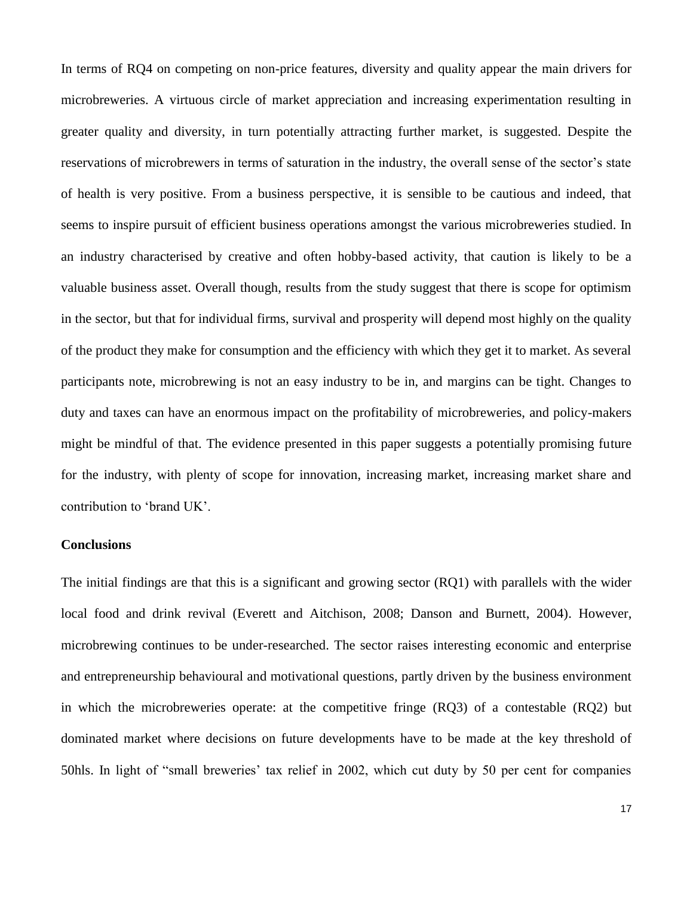In terms of RQ4 on competing on non-price features, diversity and quality appear the main drivers for microbreweries. A virtuous circle of market appreciation and increasing experimentation resulting in greater quality and diversity, in turn potentially attracting further market, is suggested. Despite the reservations of microbrewers in terms of saturation in the industry, the overall sense of the sector's state of health is very positive. From a business perspective, it is sensible to be cautious and indeed, that seems to inspire pursuit of efficient business operations amongst the various microbreweries studied. In an industry characterised by creative and often hobby-based activity, that caution is likely to be a valuable business asset. Overall though, results from the study suggest that there is scope for optimism in the sector, but that for individual firms, survival and prosperity will depend most highly on the quality of the product they make for consumption and the efficiency with which they get it to market. As several participants note, microbrewing is not an easy industry to be in, and margins can be tight. Changes to duty and taxes can have an enormous impact on the profitability of microbreweries, and policy-makers might be mindful of that. The evidence presented in this paper suggests a potentially promising future for the industry, with plenty of scope for innovation, increasing market, increasing market share and contribution to 'brand UK'.

**Conclusions**

The initial findings are that this is a significant and growing sector (RQ1) with parallels with the wider local food and drink revival (Everett and Aitchison, 2008; Danson and Burnett, 2004). However, microbrewing continues to be under-researched. The sector raises interesting economic and enterprise and entrepreneurship behavioural and motivational questions, partly driven by the business environment in which the microbreweries operate: at the competitive fringe (RQ3) of a contestable (RQ2) but dominated market where decisions on future developments have to be made at the key threshold of 50hls. In light of "small breweries' tax relief in 2002, which cut duty by 50 per cent for companies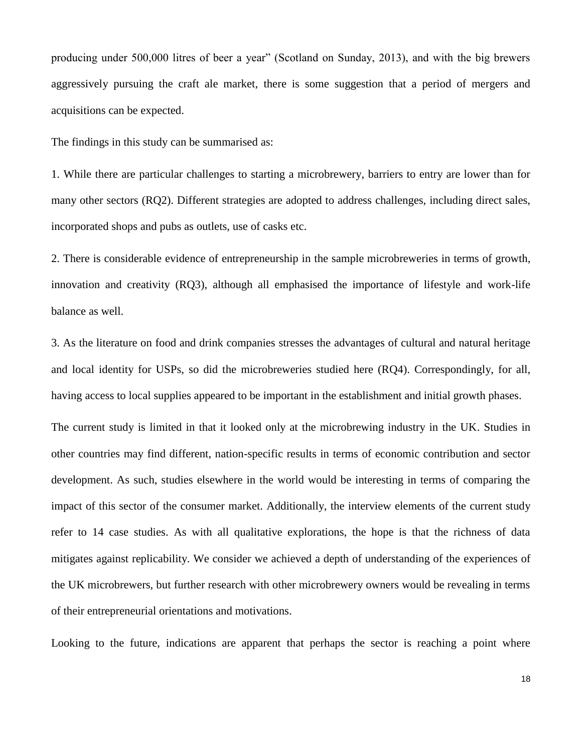producing under 500,000 litres of beer a year" (Scotland on Sunday, 2013), and with the big brewers aggressively pursuing the craft ale market, there is some suggestion that a period of mergers and acquisitions can be expected.

The findings in this study can be summarised as:

1. While there are particular challenges to starting a microbrewery, barriers to entry are lower than for many other sectors (RQ2). Different strategies are adopted to address challenges, including direct sales, incorporated shops and pubs as outlets, use of casks etc.

2. There is considerable evidence of entrepreneurship in the sample microbreweries in terms of growth, innovation and creativity (RQ3), although all emphasised the importance of lifestyle and work-life balance as well.

3. As the literature on food and drink companies stresses the advantages of cultural and natural heritage and local identity for USPs, so did the microbreweries studied here (RQ4). Correspondingly, for all, having access to local supplies appeared to be important in the establishment and initial growth phases.

The current study is limited in that it looked only at the microbrewing industry in the UK. Studies in other countries may find different, nation-specific results in terms of economic contribution and sector development. As such, studies elsewhere in the world would be interesting in terms of comparing the impact of this sector of the consumer market. Additionally, the interview elements of the current study refer to 14 case studies. As with all qualitative explorations, the hope is that the richness of data mitigates against replicability. We consider we achieved a depth of understanding of the experiences of the UK microbrewers, but further research with other microbrewery owners would be revealing in terms of their entrepreneurial orientations and motivations.

Looking to the future, indications are apparent that perhaps the sector is reaching a point where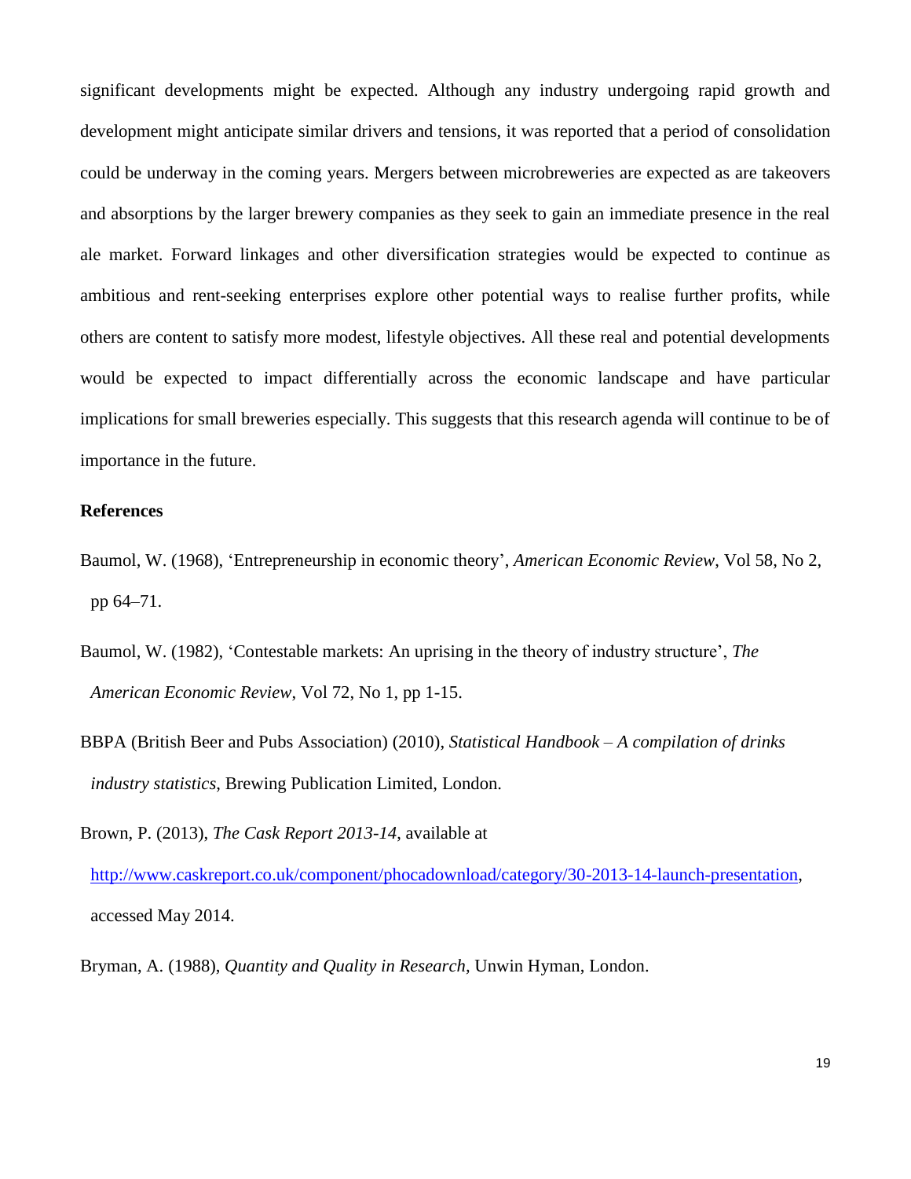significant developments might be expected. Although any industry undergoing rapid growth and development might anticipate similar drivers and tensions, it was reported that a period of consolidation could be underway in the coming years. Mergers between microbreweries are expected as are takeovers and absorptions by the larger brewery companies as they seek to gain an immediate presence in the real ale market. Forward linkages and other diversification strategies would be expected to continue as ambitious and rent-seeking enterprises explore other potential ways to realise further profits, while others are content to satisfy more modest, lifestyle objectives. All these real and potential developments would be expected to impact differentially across the economic landscape and have particular implications for small breweries especially. This suggests that this research agenda will continue to be of importance in the future.

## References

Baumol, W. (1968), 'Entrepreneurship in economic theory', *American Economic Review*, Vol 58, No 2, pp 64–71.

Baumol, W. (1982), 'Contestable markets: An uprising in the theory of industry structure', *The American Economic Review*, Vol 72, No 1, pp 1-15.

BBPA (British Beer and Pubs Association) (2010), *Statistical Handbook – A compilation of drinks industry statistics*, Brewing Publication Limited, London.

Brown, P. (2013), *The Cask Report 2013-14*, available at http://www.caskreport.co.uk/component/phocadownload/category/30-2013-14-launch-presentation, accessed May 2014.

Bryman, A. (1988), *Quantity and Quality in Research*, Unwin Hyman, London.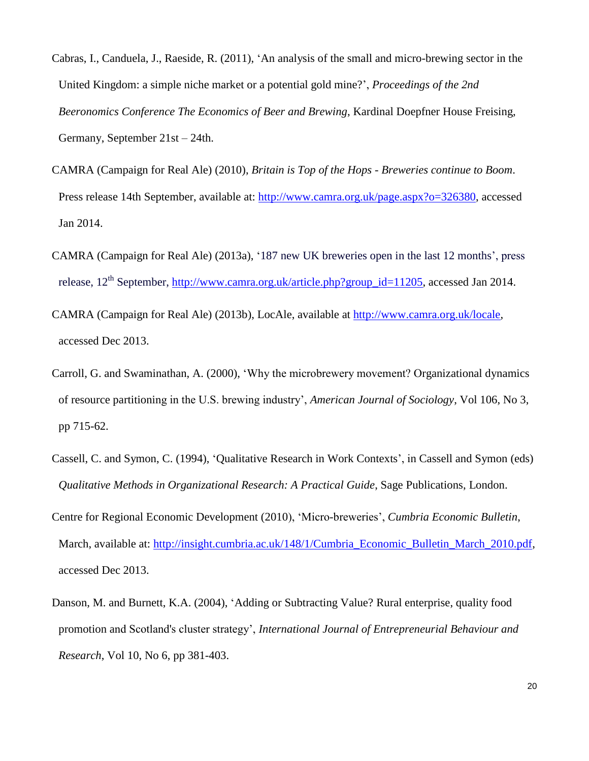Cabras, I., Canduela, J., Raeside, R. (2011), 'An analysis of the small and micro-brewing sector in the United Kingdom: a simple niche market or a potential gold mine?', *Proceedings of the 2nd Beeronomics Conference The Economics of Beer and Brewing*, Kardinal Doepfner House Freising, Germany, September 21st – 24th.

CAMRA (Campaign for Real Ale) (2010), *Britain is Top of the Hops - Breweries continue to Boom*. Press release 14th September, available at: http://www.camra.org.uk/page.aspx?o=326380, accessed Jan 2014.

CAMRA (Campaign for Real Ale) (2013a), '187 new UK breweries open in the last 12 months', press release, 12th September, http://www.camra.org.uk/article.php?group_id=11205, accessed Jan 2014.

CAMRA (Campaign for Real Ale) (2013b), LocAle, available at http://www.camra.org.uk/locale, accessed Dec 2013.

Carroll, G. and Swaminathan, A. (2000), 'Why the microbrewery movement? Organizational dynamics of resource partitioning in the U.S. brewing industry', *American Journal of Sociology*, Vol 106, No 3, pp 715-62.

Cassell, C. and Symon, C. (1994), 'Qualitative Research in Work Contexts', in Cassell and Symon (eds) *Qualitative Methods in Organizational Research: A Practical Guide*, Sage Publications, London.

Centre for Regional Economic Development (2010), 'Micro-breweries', *Cumbria Economic Bulletin*, March, available at: http://insight.cumbria.ac.uk/148/1/Cumbria_Economic_Bulletin_March_2010.pdf, accessed Dec 2013.

Danson, M. and Burnett, K.A. (2004), 'Adding or Subtracting Value? Rural enterprise, quality food promotion and Scotland's cluster strategy', *International Journal of Entrepreneurial Behaviour and Research*, Vol 10, No 6, pp 381-403.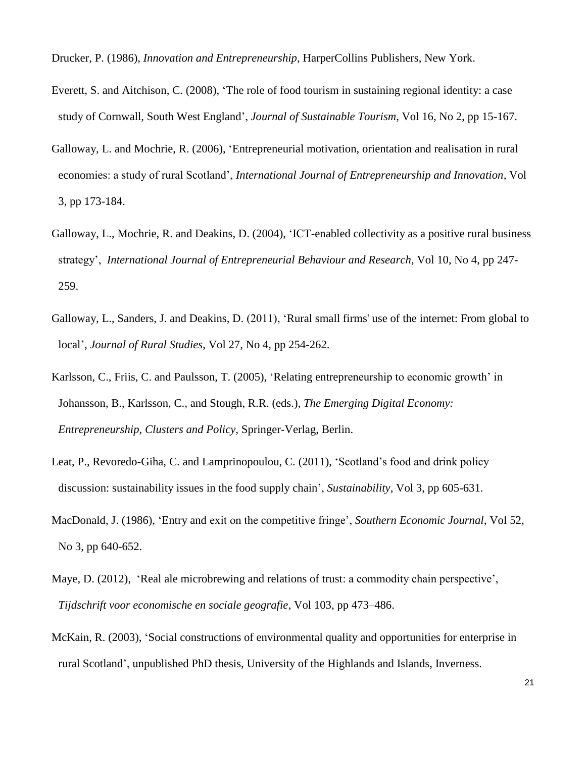Drucker, P. (1986), *Innovation and Entrepreneurship,* HarperCollins Publishers, New York.

Everett, S. and Aitchison, C. (2008), 'The role of food tourism in sustaining regional identity: a case study of Cornwall, South West England', *Journal of Sustainable Tourism*, Vol 16, No 2, pp 15-167.

Galloway, L. and Mochrie, R. (2006), 'Entrepreneurial motivation, orientation and realisation in rural economies: a study of rural Scotland', *International Journal of Entrepreneurship and Innovation*, Vol 3, pp 173-184.

Galloway, L., Mochrie, R. and Deakins, D. (2004), 'ICT-enabled collectivity as a positive rural business strategy', *International Journal of Entrepreneurial Behaviour and Research*, Vol 10, No 4, pp 247-259.

Galloway, L., Sanders, J. and Deakins, D. (2011), 'Rural small firms' use of the internet: From global to local', *Journal of Rural Studies*, Vol 27, No 4, pp 254-262.

Karlsson, C., Friis, C. and Paulsson, T. (2005), 'Relating entrepreneurship to economic growth' in Johansson, B., Karlsson, C., and Stough, R.R. (eds.), *The Emerging Digital Economy: Entrepreneurship, Clusters and Policy*, Springer-Verlag, Berlin.

Leat, P., Revoredo-Giha, C. and Lamprinopoulou, C. (2011), 'Scotland's food and drink policy discussion: sustainability issues in the food supply chain', *Sustainability*, Vol 3, pp 605-631.

MacDonald, J. (1986), 'Entry and exit on the competitive fringe', *Southern Economic Journal*, Vol 52, No 3, pp 640-652.

Maye, D. (2012), 'Real ale microbrewing and relations of trust: a commodity chain perspective', *Tijdschrift voor economische en sociale geografie*, Vol 103, pp 473–486.

McKain, R. (2003), 'Social constructions of environmental quality and opportunities for enterprise in rural Scotland', unpublished PhD thesis, University of the Highlands and Islands, Inverness.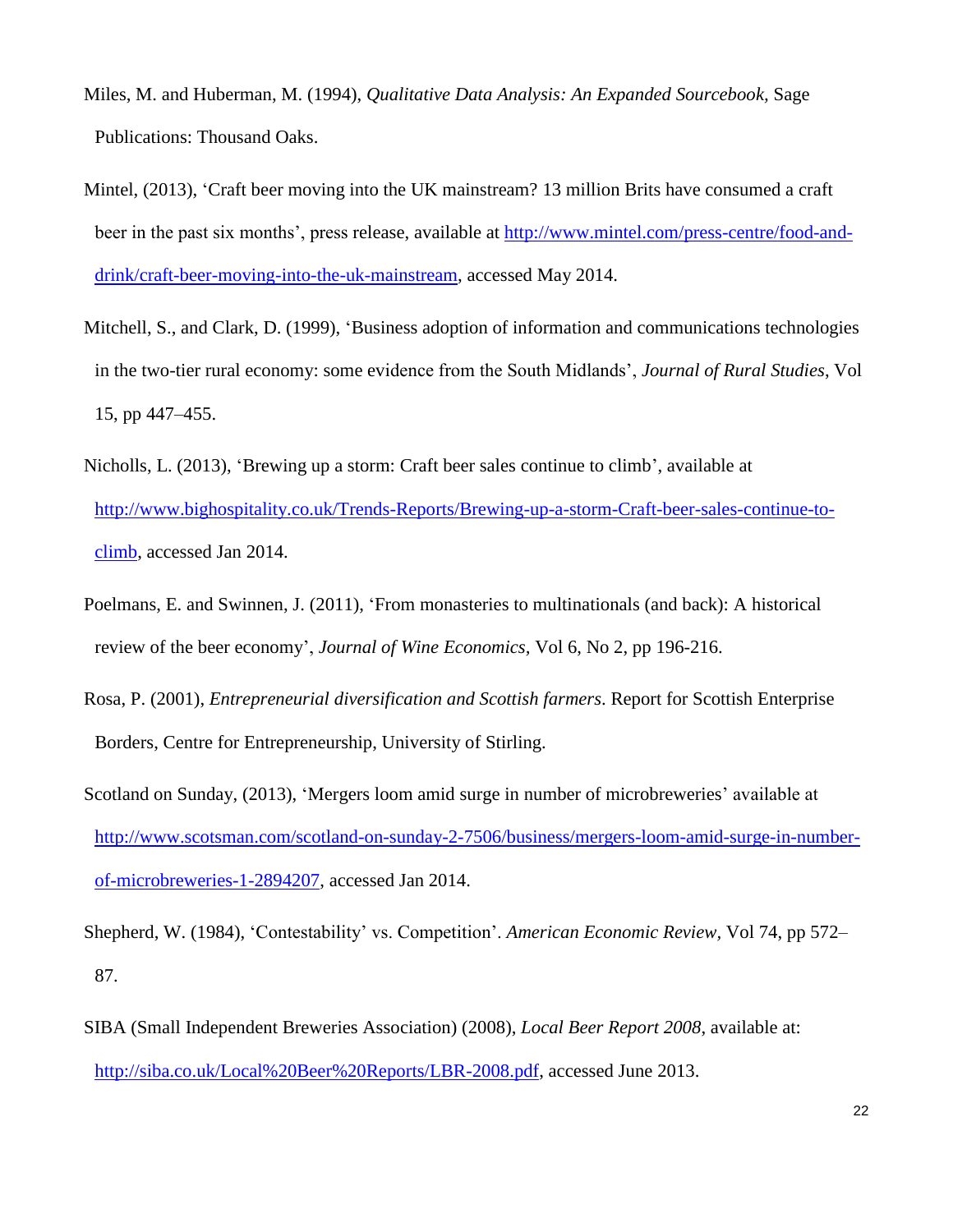Miles, M. and Huberman, M. (1994), *Qualitative Data Analysis: An Expanded Sourcebook*, Sage Publications: Thousand Oaks.

Mintel, (2013), 'Craft beer moving into the UK mainstream? 13 million Brits have consumed a craft beer in the past six months', press release, available at [http://www.mintel.com/press-centre/food-and-drink/craft-beer-moving-into-the-uk-mainstream](http://www.mintel.com/press-centre/food-and-drink/craft-beer-moving-into-the-uk-mainstream), accessed May 2014.

Mitchell, S., and Clark, D. (1999), 'Business adoption of information and communications technologies in the two-tier rural economy: some evidence from the South Midlands', *Journal of Rural Studies*, Vol 15, pp 447–455.

Nicholls, L. (2013), 'Brewing up a storm: Craft beer sales continue to climb', available at [http://www.bighospitality.co.uk/Trends-Reports/Brewing-up-a-storm-Craft-beer-sales-continue-to-climb](http://www.bighospitality.co.uk/Trends-Reports/Brewing-up-a-storm-Craft-beer-sales-continue-to-climb), accessed Jan 2014.

Poelmans, E. and Swinnen, J. (2011), 'From monasteries to multinationals (and back): A historical review of the beer economy', *Journal of Wine Economics*, Vol 6, No 2, pp 196-216.

Rosa, P. (2001), *Entrepreneurial diversification and Scottish farmers*. Report for Scottish Enterprise Borders, Centre for Entrepreneurship, University of Stirling.

Scotland on Sunday, (2013), 'Mergers loom amid surge in number of microbreweries' available at [http://www.scotsman.com/scotland-on-sunday-2-7506/business/mergers-loom-amid-surge-in-number-of-microbreweries-1-2894207](http://www.scotsman.com/scotland-on-sunday-2-7506/business/mergers-loom-amid-surge-in-number-of-microbreweries-1-2894207), accessed Jan 2014.

Shepherd, W. (1984), 'Contestability' vs. Competition'. *American Economic Review*, Vol 74, pp 572–87.

SIBA (Small Independent Breweries Association) (2008), *Local Beer Report 2008*, available at: [http://siba.co.uk/Local%20Beer%20Reports/LBR-2008.pdf](http://siba.co.uk/Local%20Beer%20Reports/LBR-2008.pdf), accessed June 2013.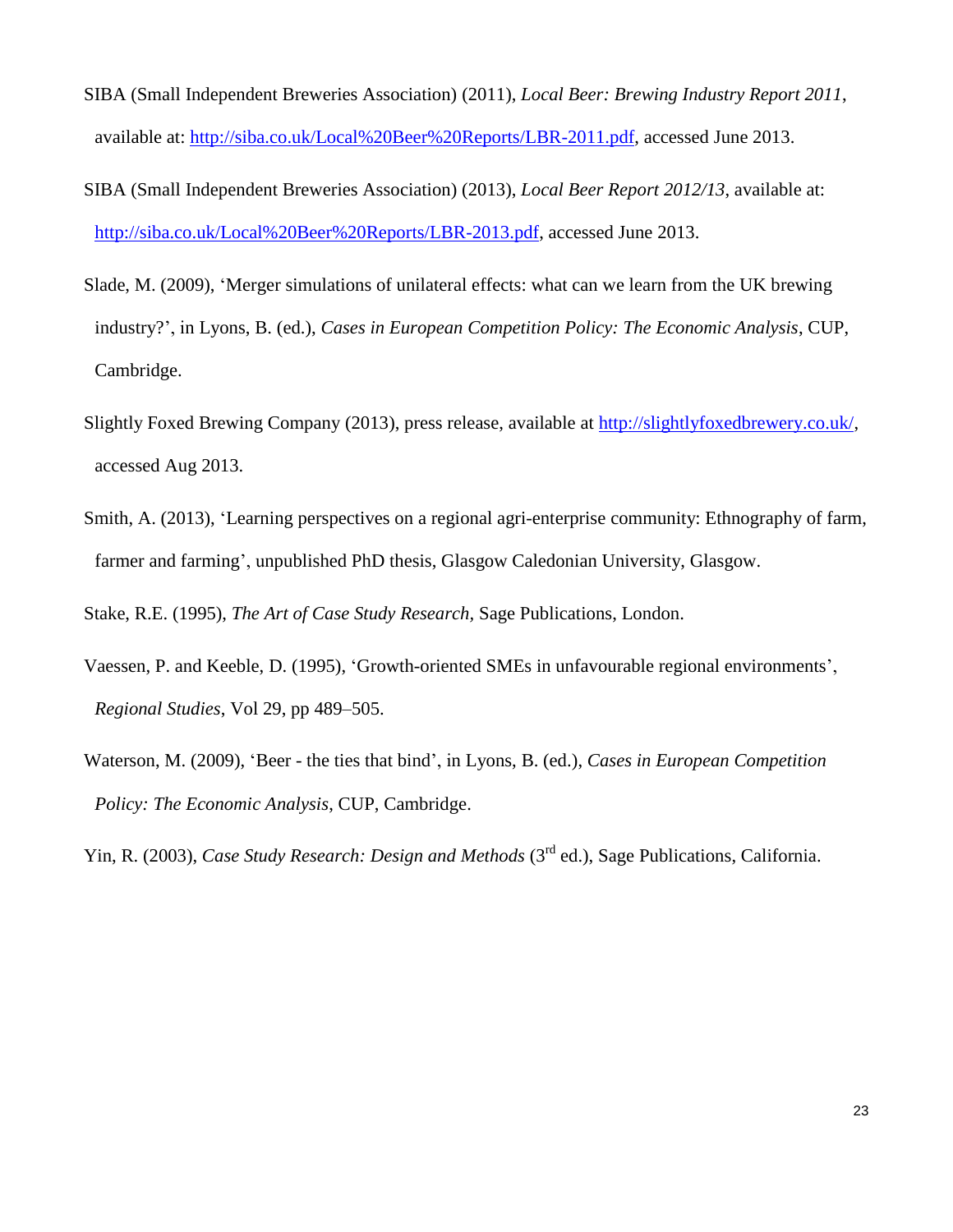SIBA (Small Independent Breweries Association) (2011), *Local Beer: Brewing Industry Report 2011*, available at: http://siba.co.uk/Local%20Beer%20Reports/LBR-2011.pdf, accessed June 2013.

SIBA (Small Independent Breweries Association) (2013), *Local Beer Report 2012/13*, available at: http://siba.co.uk/Local%20Beer%20Reports/LBR-2013.pdf, accessed June 2013.

Slade, M. (2009), 'Merger simulations of unilateral effects: what can we learn from the UK brewing industry?', in Lyons, B. (ed.), *Cases in European Competition Policy: The Economic Analysis*, CUP, Cambridge.

Slightly Foxed Brewing Company (2013), press release, available at http://slightlyfoxedbrewery.co.uk/, accessed Aug 2013.

Smith, A. (2013), 'Learning perspectives on a regional agri-enterprise community: Ethnography of farm, farmer and farming', unpublished PhD thesis, Glasgow Caledonian University, Glasgow.

Stake, R.E. (1995), *The Art of Case Study Research*, Sage Publications, London.

Vaessen, P. and Keeble, D. (1995), 'Growth-oriented SMEs in unfavourable regional environments', *Regional Studies*, Vol 29, pp 489–505.

Waterson, M. (2009), 'Beer - the ties that bind', in Lyons, B. (ed.), *Cases in European Competition Policy: The Economic Analysis*, CUP, Cambridge.

Yin, R. (2003), *Case Study Research: Design and Methods* (3rd ed.), Sage Publications, California.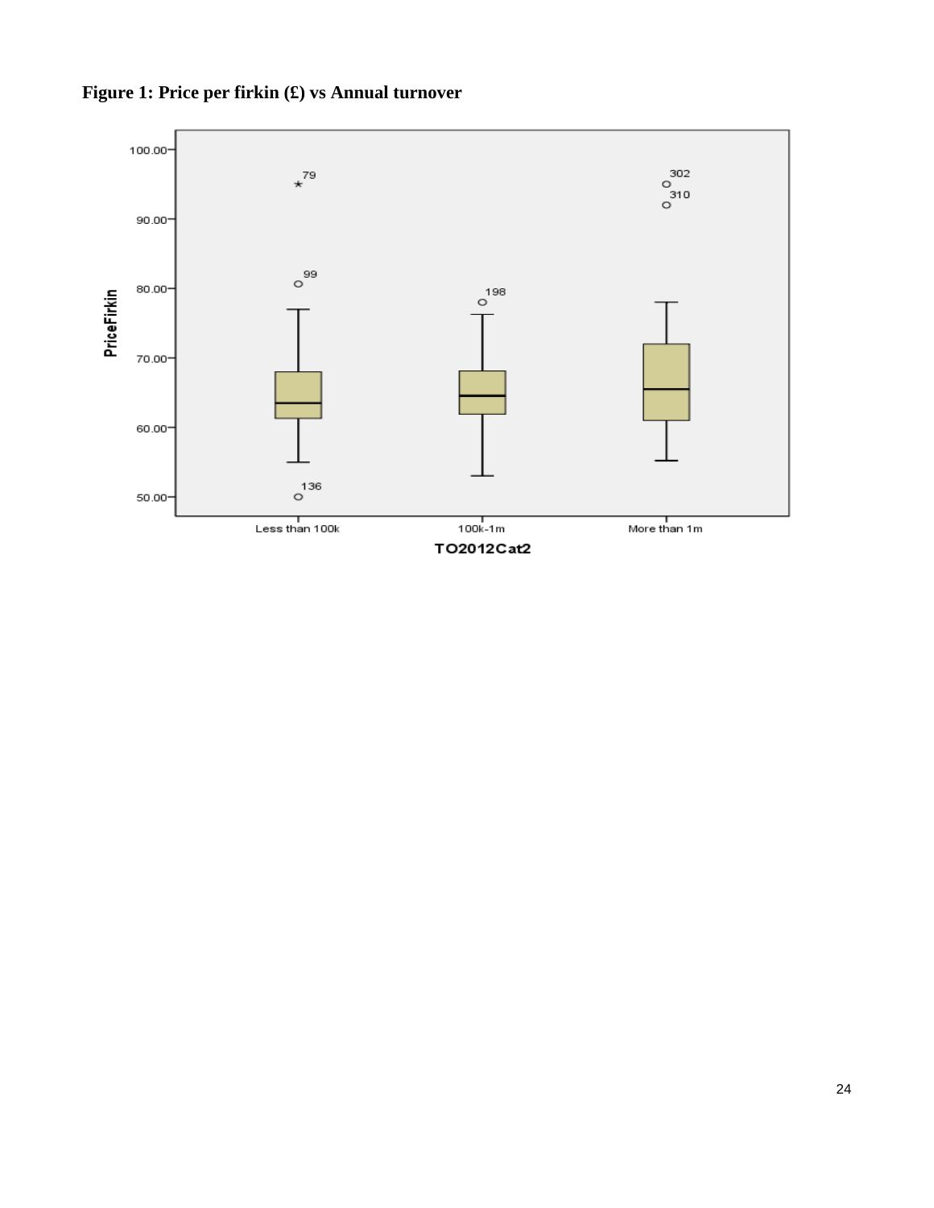**Figure 1: Price per firkin (£) vs Annual turnover**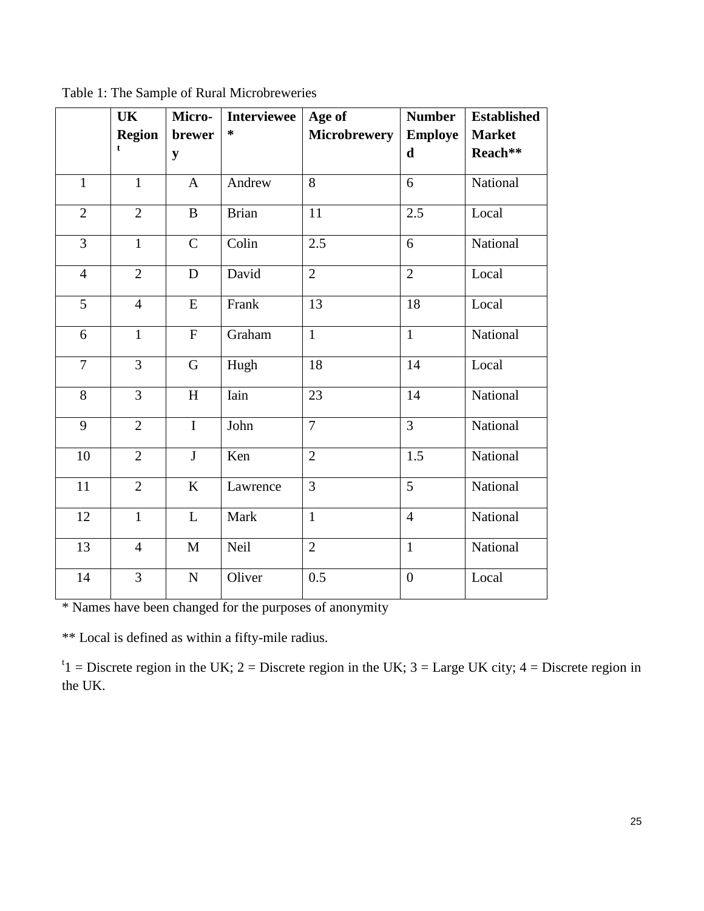Table 1: The Sample of Rural Microbreweries

| | UK Region[t] | Micro-brewery | Interviewee * | Age of Microbrewery | Number Employed | Established Market Reach** |
|---|---|---|---|---|---|---|
| 1 | 1 | A | Andrew | 8 | 6 | National |
| 2 | 2 | B | Brian | 11 | 2.5 | Local |
| 3 | 1 | C | Colin | 2.5 | 6 | National |
| 4 | 2 | D | David | 2 | 2 | Local |
| 5 | 4 | E | Frank | 13 | 18 | Local |
| 6 | 1 | F | Graham | 1 | 1 | National |
| 7 | 3 | G | Hugh | 18 | 14 | Local |
| 8 | 3 | H | Iain | 23 | 14 | National |
| 9 | 2 | I | John | 7 | 3 | National |
| 10 | 2 | J | Ken | 2 | 1.5 | National |
| 11 | 2 | K | Lawrence | 3 | 5 | National |
| 12 | 1 | L | Mark | 1 | 4 | National |
| 13 | 4 | M | Neil | 2 | 1 | National |
| 14 | 3 | N | Oliver | 0.5 | 0 | Local |

* Names have been changed for the purposes of anonymity

** Local is defined as within a fifty-mile radius.

[t]1 = Discrete region in the UK; 2 = Discrete region in the UK; 3 = Large UK city; 4 = Discrete region in the UK.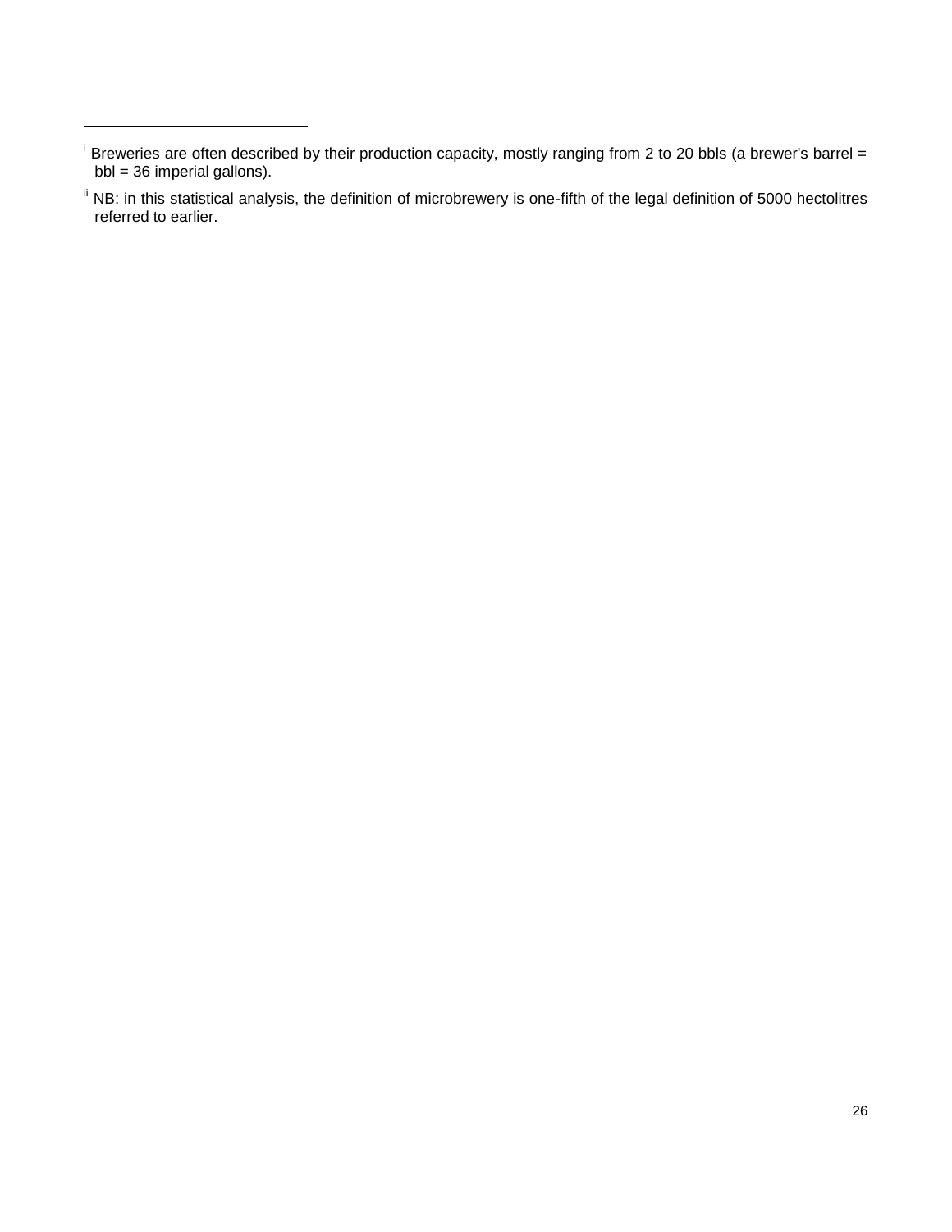[i] Breweries are often described by their production capacity, mostly ranging from 2 to 20 bbls (a brewer's barrel = bbl = 36 imperial gallons).

[ii] NB: in this statistical analysis, the definition of microbrewery is one-fifth of the legal definition of 5000 hectolitres referred to earlier.